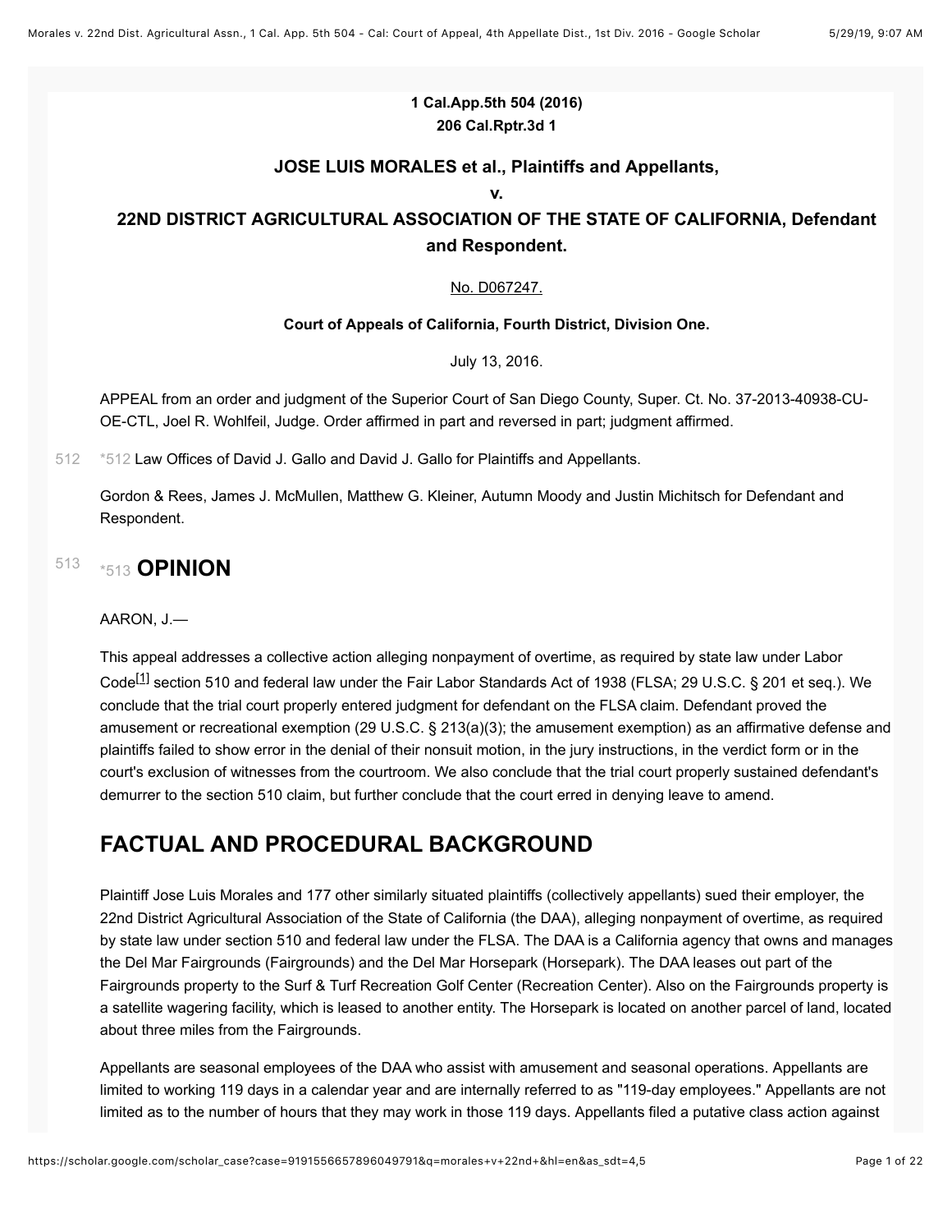**1 Cal.App.5th 504 (2016)**
**206 Cal.Rptr.3d 1**

**JOSE LUIS MORALES et al., Plaintiffs and Appellants,**
**v.**
**22ND DISTRICT AGRICULTURAL ASSOCIATION OF THE STATE OF CALIFORNIA, Defendant and Respondent.**

No. D067247.

**Court of Appeals of California, Fourth District, Division One.**

July 13, 2016.

APPEAL from an order and judgment of the Superior Court of San Diego County, Super. Ct. No. 37-2013-40938-CU-OE-CTL, Joel R. Wohlfeil, Judge. Order affirmed in part and reversed in part; judgment affirmed.

*512 Law Offices of David J. Gallo and David J. Gallo for Plaintiffs and Appellants.

Gordon & Rees, James J. McMullen, Matthew G. Kleiner, Autumn Moody and Justin Michitsch for Defendant and Respondent.

# *513 OPINION

AARON, J.—

This appeal addresses a collective action alleging nonpayment of overtime, as required by state law under Labor Code[1] section 510 and federal law under the Fair Labor Standards Act of 1938 (FLSA; 29 U.S.C. § 201 et seq.). We conclude that the trial court properly entered judgment for defendant on the FLSA claim. Defendant proved the amusement or recreational exemption (29 U.S.C. § 213(a)(3); the amusement exemption) as an affirmative defense and plaintiffs failed to show error in the denial of their nonsuit motion, in the jury instructions, in the verdict form or in the court's exclusion of witnesses from the courtroom. We also conclude that the trial court properly sustained defendant's demurrer to the section 510 claim, but further conclude that the court erred in denying leave to amend.

## FACTUAL AND PROCEDURAL BACKGROUND

Plaintiff Jose Luis Morales and 177 other similarly situated plaintiffs (collectively appellants) sued their employer, the 22nd District Agricultural Association of the State of California (the DAA), alleging nonpayment of overtime, as required by state law under section 510 and federal law under the FLSA. The DAA is a California agency that owns and manages the Del Mar Fairgrounds (Fairgrounds) and the Del Mar Horsepark (Horsepark). The DAA leases out part of the Fairgrounds property to the Surf & Turf Recreation Golf Center (Recreation Center). Also on the Fairgrounds property is a satellite wagering facility, which is leased to another entity. The Horsepark is located on another parcel of land, located about three miles from the Fairgrounds.

Appellants are seasonal employees of the DAA who assist with amusement and seasonal operations. Appellants are limited to working 119 days in a calendar year and are internally referred to as "119-day employees." Appellants are not limited as to the number of hours that they may work in those 119 days. Appellants filed a putative class action against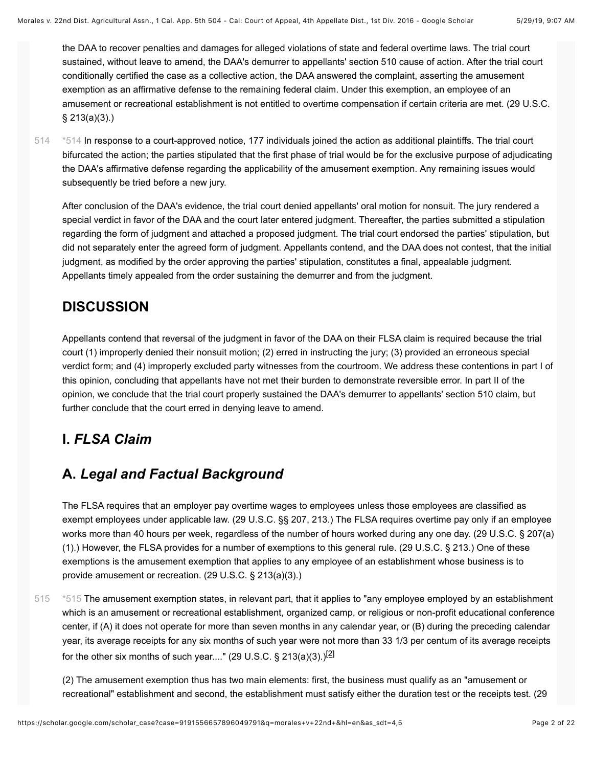the DAA to recover penalties and damages for alleged violations of state and federal overtime laws. The trial court sustained, without leave to amend, the DAA's demurrer to appellants' section 510 cause of action. After the trial court conditionally certified the case as a collective action, the DAA answered the complaint, asserting the amusement exemption as an affirmative defense to the remaining federal claim. Under this exemption, an employee of an amusement or recreational establishment is not entitled to overtime compensation if certain criteria are met. (29 U.S.C. § 213(a)(3).)

*514 In response to a court-approved notice, 177 individuals joined the action as additional plaintiffs. The trial court bifurcated the action; the parties stipulated that the first phase of trial would be for the exclusive purpose of adjudicating the DAA's affirmative defense regarding the applicability of the amusement exemption. Any remaining issues would subsequently be tried before a new jury.

After conclusion of the DAA's evidence, the trial court denied appellants' oral motion for nonsuit. The jury rendered a special verdict in favor of the DAA and the court later entered judgment. Thereafter, the parties submitted a stipulation regarding the form of judgment and attached a proposed judgment. The trial court endorsed the parties' stipulation, but did not separately enter the agreed form of judgment. Appellants contend, and the DAA does not contest, that the initial judgment, as modified by the order approving the parties' stipulation, constitutes a final, appealable judgment. Appellants timely appealed from the order sustaining the demurrer and from the judgment.

## DISCUSSION

Appellants contend that reversal of the judgment in favor of the DAA on their FLSA claim is required because the trial court (1) improperly denied their nonsuit motion; (2) erred in instructing the jury; (3) provided an erroneous special verdict form; and (4) improperly excluded party witnesses from the courtroom. We address these contentions in part I of this opinion, concluding that appellants have not met their burden to demonstrate reversible error. In part II of the opinion, we conclude that the trial court properly sustained the DAA's demurrer to appellants' section 510 claim, but further conclude that the court erred in denying leave to amend.

## I. *FLSA Claim*

## A. *Legal and Factual Background*

The FLSA requires that an employer pay overtime wages to employees unless those employees are classified as exempt employees under applicable law. (29 U.S.C. §§ 207, 213.) The FLSA requires overtime pay only if an employee works more than 40 hours per week, regardless of the number of hours worked during any one day. (29 U.S.C. § 207(a)(1).) However, the FLSA provides for a number of exemptions to this general rule. (29 U.S.C. § 213.) One of these exemptions is the amusement exemption that applies to any employee of an establishment whose business is to provide amusement or recreation. (29 U.S.C. § 213(a)(3).)

*515 The amusement exemption states, in relevant part, that it applies to "any employee employed by an establishment which is an amusement or recreational establishment, organized camp, or religious or non-profit educational conference center, if (A) it does not operate for more than seven months in any calendar year, or (B) during the preceding calendar year, its average receipts for any six months of such year were not more than 33 1/3 per centum of its average receipts for the other six months of such year...." (29 U.S.C. § 213(a)(3).)[2]

(2) The amusement exemption thus has two main elements: first, the business must qualify as an "amusement or recreational" establishment and second, the establishment must satisfy either the duration test or the receipts test. (29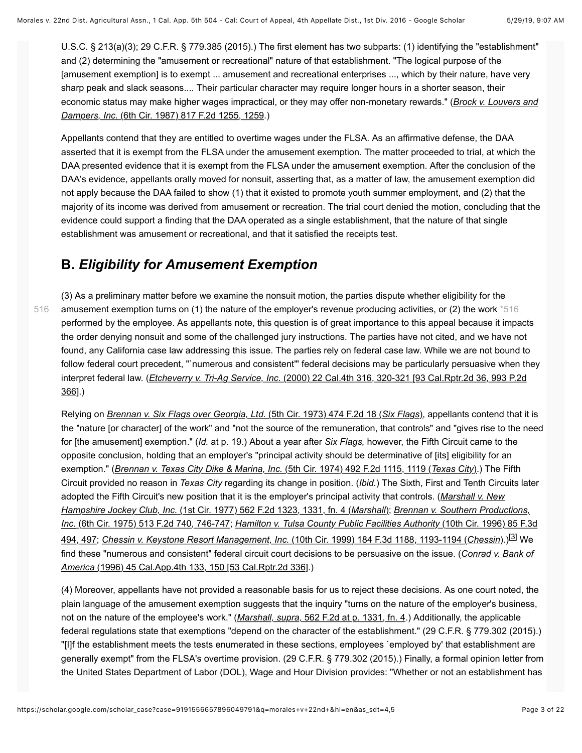U.S.C. § 213(a)(3); 29 C.F.R. § 779.385 (2015).) The first element has two subparts: (1) identifying the "establishment" and (2) determining the "amusement or recreational" nature of that establishment. "The logical purpose of the [amusement exemption] is to exempt ... amusement and recreational enterprises ..., which by their nature, have very sharp peak and slack seasons.... Their particular character may require longer hours in a shorter season, their economic status may make higher wages impractical, or they may offer non-monetary rewards." (*Brock v. Louvers and Dampers, Inc.* (6th Cir. 1987) 817 F.2d 1255, 1259.)

Appellants contend that they are entitled to overtime wages under the FLSA. As an affirmative defense, the DAA asserted that it is exempt from the FLSA under the amusement exemption. The matter proceeded to trial, at which the DAA presented evidence that it is exempt from the FLSA under the amusement exemption. After the conclusion of the DAA's evidence, appellants orally moved for nonsuit, asserting that, as a matter of law, the amusement exemption did not apply because the DAA failed to show (1) that it existed to promote youth summer employment, and (2) that the majority of its income was derived from amusement or recreation. The trial court denied the motion, concluding that the evidence could support a finding that the DAA operated as a single establishment, that the nature of that single establishment was amusement or recreational, and that it satisfied the receipts test.

## B. *Eligibility for Amusement Exemption*

(3) As a preliminary matter before we examine the nonsuit motion, the parties dispute whether eligibility for the amusement exemption turns on (1) the nature of the employer's revenue producing activities, or (2) the work *516 performed by the employee. As appellants note, this question is of great importance to this appeal because it impacts the order denying nonsuit and some of the challenged jury instructions. The parties have not cited, and we have not found, any California case law addressing this issue. The parties rely on federal case law. While we are not bound to follow federal court precedent, "`numerous and consistent'" federal decisions may be particularly persuasive when they interpret federal law. (*Etcheverry v. Tri-Ag Service, Inc.* (2000) 22 Cal.4th 316, 320-321 [93 Cal.Rptr.2d 36, 993 P.2d 366].)

Relying on *Brennan v. Six Flags over Georgia, Ltd.* (5th Cir. 1973) 474 F.2d 18 (*Six Flags*), appellants contend that it is the "nature [or character] of the work" and "not the source of the remuneration, that controls" and "gives rise to the need for [the amusement] exemption." (*Id.* at p. 19.) About a year after *Six Flags,* however, the Fifth Circuit came to the opposite conclusion, holding that an employer's "principal activity should be determinative of [its] eligibility for an exemption." (*Brennan v. Texas City Dike & Marina, Inc.* (5th Cir. 1974) 492 F.2d 1115, 1119 (*Texas City*).) The Fifth Circuit provided no reason in *Texas City* regarding its change in position. (*Ibid.*) The Sixth, First and Tenth Circuits later adopted the Fifth Circuit's new position that it is the employer's principal activity that controls. (*Marshall v. New Hampshire Jockey Club, Inc.* (1st Cir. 1977) 562 F.2d 1323, 1331, fn. 4 (*Marshall*); *Brennan v. Southern Productions, Inc.* (6th Cir. 1975) 513 F.2d 740, 746-747; *Hamilton v. Tulsa County Public Facilities Authority* (10th Cir. 1996) 85 F.3d 494, 497; *Chessin v. Keystone Resort Management, Inc.* (10th Cir. 1999) 184 F.3d 1188, 1193-1194 (*Chessin*).)[3] We find these "numerous and consistent" federal circuit court decisions to be persuasive on the issue. (*Conrad v. Bank of America* (1996) 45 Cal.App.4th 133, 150 [53 Cal.Rptr.2d 336].)

(4) Moreover, appellants have not provided a reasonable basis for us to reject these decisions. As one court noted, the plain language of the amusement exemption suggests that the inquiry "turns on the nature of the employer's business, not on the nature of the employee's work." (*Marshall, supra,* 562 F.2d at p. 1331, fn. 4.) Additionally, the applicable federal regulations state that exemptions "depend on the character of the establishment." (29 C.F.R. § 779.302 (2015).) "[I]f the establishment meets the tests enumerated in these sections, employees `employed by' that establishment are generally exempt" from the FLSA's overtime provision. (29 C.F.R. § 779.302 (2015).) Finally, a formal opinion letter from the United States Department of Labor (DOL), Wage and Hour Division provides: "Whether or not an establishment has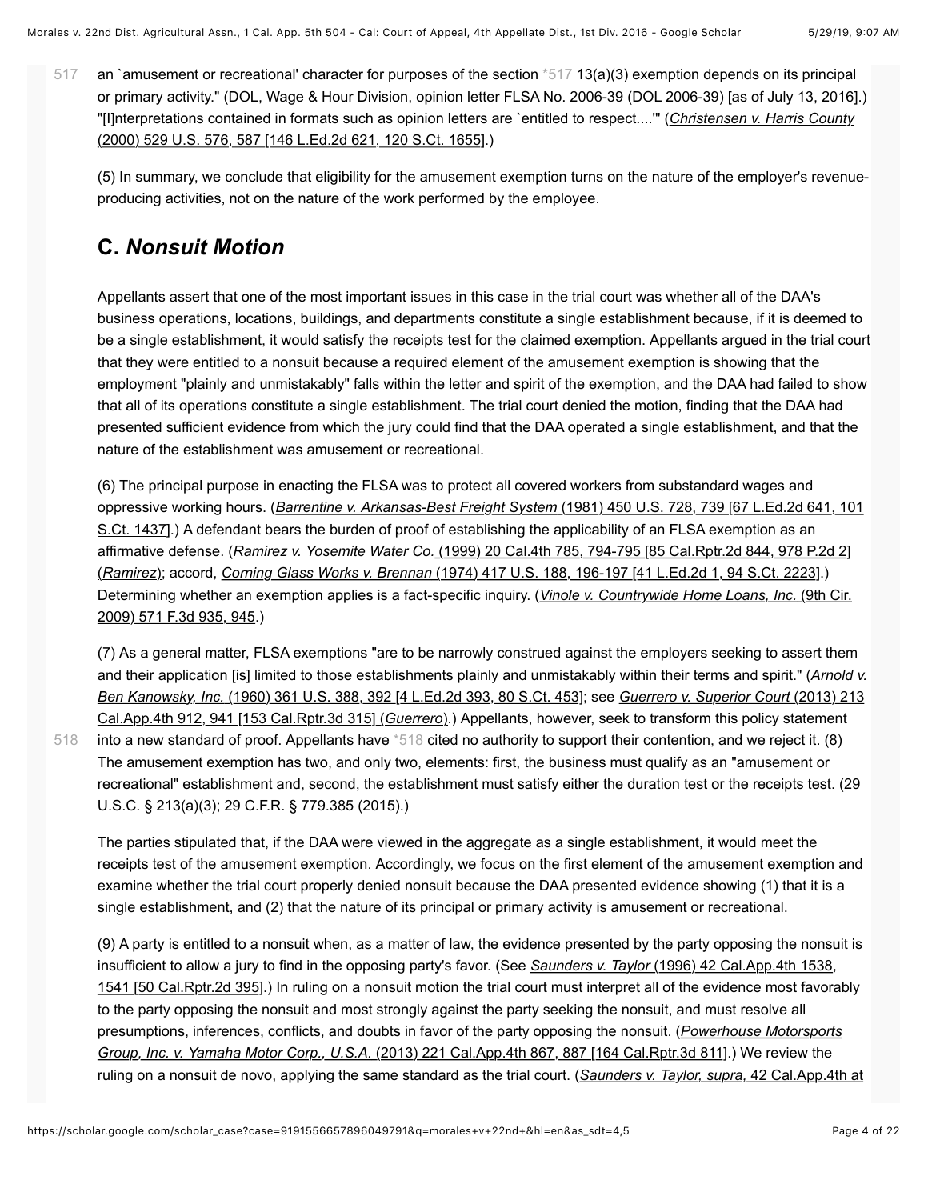an `amusement or recreational' character for purposes of the section *517 13(a)(3) exemption depends on its principal or primary activity." (DOL, Wage & Hour Division, opinion letter FLSA No. 2006-39 (DOL 2006-39) [as of July 13, 2016].) "[I]nterpretations contained in formats such as opinion letters are `entitled to respect....'" (*Christensen v. Harris County* (2000) 529 U.S. 576, 587 [146 L.Ed.2d 621, 120 S.Ct. 1655].)

(5) In summary, we conclude that eligibility for the amusement exemption turns on the nature of the employer's revenue-producing activities, not on the nature of the work performed by the employee.

## C. *Nonsuit Motion*

Appellants assert that one of the most important issues in this case in the trial court was whether all of the DAA's business operations, locations, buildings, and departments constitute a single establishment because, if it is deemed to be a single establishment, it would satisfy the receipts test for the claimed exemption. Appellants argued in the trial court that they were entitled to a nonsuit because a required element of the amusement exemption is showing that the employment "plainly and unmistakably" falls within the letter and spirit of the exemption, and the DAA had failed to show that all of its operations constitute a single establishment. The trial court denied the motion, finding that the DAA had presented sufficient evidence from which the jury could find that the DAA operated a single establishment, and that the nature of the establishment was amusement or recreational.

(6) The principal purpose in enacting the FLSA was to protect all covered workers from substandard wages and oppressive working hours. (*Barrentine v. Arkansas-Best Freight System* (1981) 450 U.S. 728, 739 [67 L.Ed.2d 641, 101 S.Ct. 1437].) A defendant bears the burden of proof of establishing the applicability of an FLSA exemption as an affirmative defense. (*Ramirez v. Yosemite Water Co.* (1999) 20 Cal.4th 785, 794-795 [85 Cal.Rptr.2d 844, 978 P.2d 2] (*Ramirez*); accord, *Corning Glass Works v. Brennan* (1974) 417 U.S. 188, 196-197 [41 L.Ed.2d 1, 94 S.Ct. 2223].) Determining whether an exemption applies is a fact-specific inquiry. (*Vinole v. Countrywide Home Loans, Inc.* (9th Cir. 2009) 571 F.3d 935, 945.)

(7) As a general matter, FLSA exemptions "are to be narrowly construed against the employers seeking to assert them and their application [is] limited to those establishments plainly and unmistakably within their terms and spirit." (*Arnold v. Ben Kanowsky, Inc.* (1960) 361 U.S. 388, 392 [4 L.Ed.2d 393, 80 S.Ct. 453]; see *Guerrero v. Superior Court* (2013) 213 Cal.App.4th 912, 941 [153 Cal.Rptr.3d 315] (*Guerrero*).) Appellants, however, seek to transform this policy statement into a new standard of proof. Appellants have *518 cited no authority to support their contention, and we reject it. (8) The amusement exemption has two, and only two, elements: first, the business must qualify as an "amusement or recreational" establishment and, second, the establishment must satisfy either the duration test or the receipts test. (29 U.S.C. § 213(a)(3); 29 C.F.R. § 779.385 (2015).)

The parties stipulated that, if the DAA were viewed in the aggregate as a single establishment, it would meet the receipts test of the amusement exemption. Accordingly, we focus on the first element of the amusement exemption and examine whether the trial court properly denied nonsuit because the DAA presented evidence showing (1) that it is a single establishment, and (2) that the nature of its principal or primary activity is amusement or recreational.

(9) A party is entitled to a nonsuit when, as a matter of law, the evidence presented by the party opposing the nonsuit is insufficient to allow a jury to find in the opposing party's favor. (See *Saunders v. Taylor* (1996) 42 Cal.App.4th 1538, 1541 [50 Cal.Rptr.2d 395].) In ruling on a nonsuit motion the trial court must interpret all of the evidence most favorably to the party opposing the nonsuit and most strongly against the party seeking the nonsuit, and must resolve all presumptions, inferences, conflicts, and doubts in favor of the party opposing the nonsuit. (*Powerhouse Motorsports Group, Inc. v. Yamaha Motor Corp., U.S.A.* (2013) 221 Cal.App.4th 867, 887 [164 Cal.Rptr.3d 811].) We review the ruling on a nonsuit de novo, applying the same standard as the trial court. (*Saunders v. Taylor, supra,* 42 Cal.App.4th at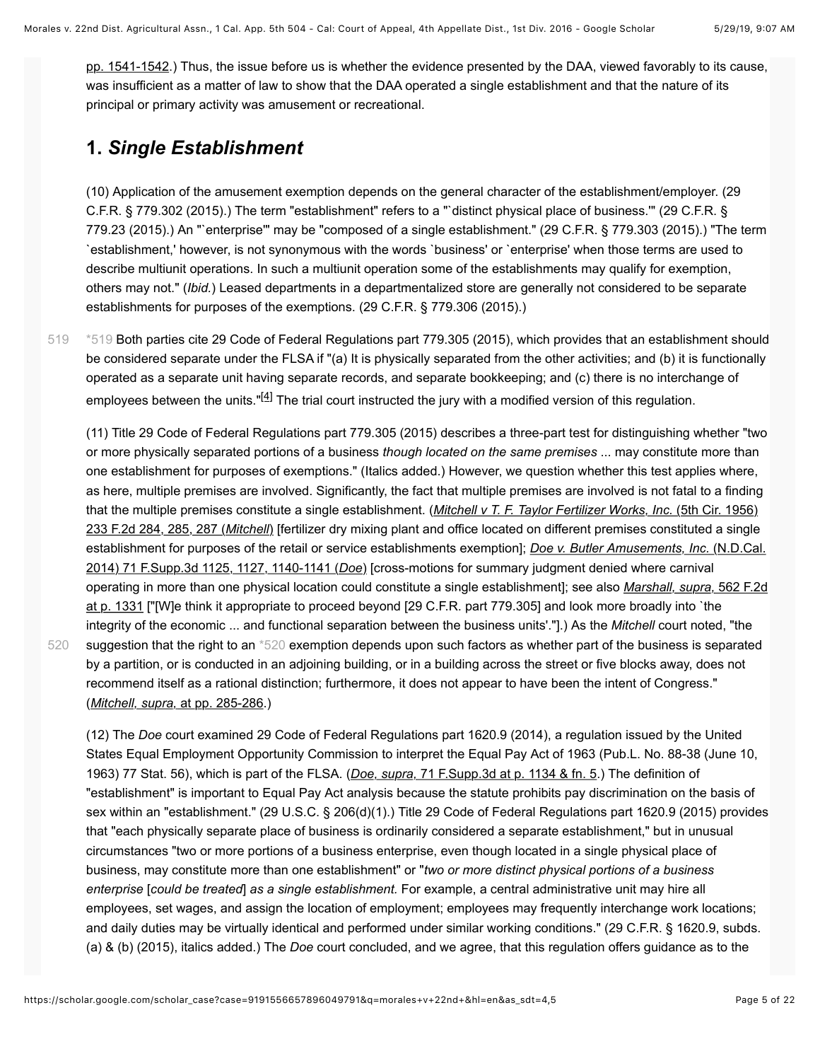pp. 1541-1542.) Thus, the issue before us is whether the evidence presented by the DAA, viewed favorably to its cause, was insufficient as a matter of law to show that the DAA operated a single establishment and that the nature of its principal or primary activity was amusement or recreational.

## 1. *Single Establishment*

(10) Application of the amusement exemption depends on the general character of the establishment/employer. (29 C.F.R. § 779.302 (2015).) The term "establishment" refers to a "`distinct physical place of business.'" (29 C.F.R. § 779.23 (2015).) An "`enterprise'" may be "composed of a single establishment." (29 C.F.R. § 779.303 (2015).) "The term `establishment,' however, is not synonymous with the words `business' or `enterprise' when those terms are used to describe multiunit operations. In such a multiunit operation some of the establishments may qualify for exemption, others may not." (*Ibid.*) Leased departments in a departmentalized store are generally not considered to be separate establishments for purposes of the exemptions. (29 C.F.R. § 779.306 (2015).)

*519 Both parties cite 29 Code of Federal Regulations part 779.305 (2015), which provides that an establishment should be considered separate under the FLSA if "(a) It is physically separated from the other activities; and (b) it is functionally operated as a separate unit having separate records, and separate bookkeeping; and (c) there is no interchange of employees between the units."[4] The trial court instructed the jury with a modified version of this regulation.

(11) Title 29 Code of Federal Regulations part 779.305 (2015) describes a three-part test for distinguishing whether "two or more physically separated portions of a business *though located on the same premises* ... may constitute more than one establishment for purposes of exemptions." (Italics added.) However, we question whether this test applies where, as here, multiple premises are involved. Significantly, the fact that multiple premises are involved is not fatal to a finding that the multiple premises constitute a single establishment. (*Mitchell v T. F. Taylor Fertilizer Works, Inc.* (5th Cir. 1956) 233 F.2d 284, 285, 287 (*Mitchell*) [fertilizer dry mixing plant and office located on different premises constituted a single establishment for purposes of the retail or service establishments exemption]; *Doe v. Butler Amusements, Inc.* (N.D.Cal. 2014) 71 F.Supp.3d 1125, 1127, 1140-1141 (*Doe*) [cross-motions for summary judgment denied where carnival operating in more than one physical location could constitute a single establishment]; see also *Marshall, supra,* 562 F.2d at p. 1331 ["[W]e think it appropriate to proceed beyond [29 C.F.R. part 779.305] and look more broadly into `the integrity of the economic ... and functional separation between the business units'."].) As the *Mitchell* court noted, "the suggestion that the right to an *520 exemption depends upon such factors as whether part of the business is separated by a partition, or is conducted in an adjoining building, or in a building across the street or five blocks away, does not recommend itself as a rational distinction; furthermore, it does not appear to have been the intent of Congress." (*Mitchell, supra,* at pp. 285-286.)

(12) The *Doe* court examined 29 Code of Federal Regulations part 1620.9 (2014), a regulation issued by the United States Equal Employment Opportunity Commission to interpret the Equal Pay Act of 1963 (Pub.L. No. 88-38 (June 10, 1963) 77 Stat. 56), which is part of the FLSA. (*Doe, supra,* 71 F.Supp.3d at p. 1134 & fn. 5.) The definition of "establishment" is important to Equal Pay Act analysis because the statute prohibits pay discrimination on the basis of sex within an "establishment." (29 U.S.C. § 206(d)(1).) Title 29 Code of Federal Regulations part 1620.9 (2015) provides that "each physically separate place of business is ordinarily considered a separate establishment," but in unusual circumstances "two or more portions of a business enterprise, even though located in a single physical place of business, may constitute more than one establishment" or "*two or more distinct physical portions of a business enterprise* [*could be treated*] *as a single establishment.* For example, a central administrative unit may hire all employees, set wages, and assign the location of employment; employees may frequently interchange work locations; and daily duties may be virtually identical and performed under similar working conditions." (29 C.F.R. § 1620.9, subds. (a) & (b) (2015), italics added.) The *Doe* court concluded, and we agree, that this regulation offers guidance as to the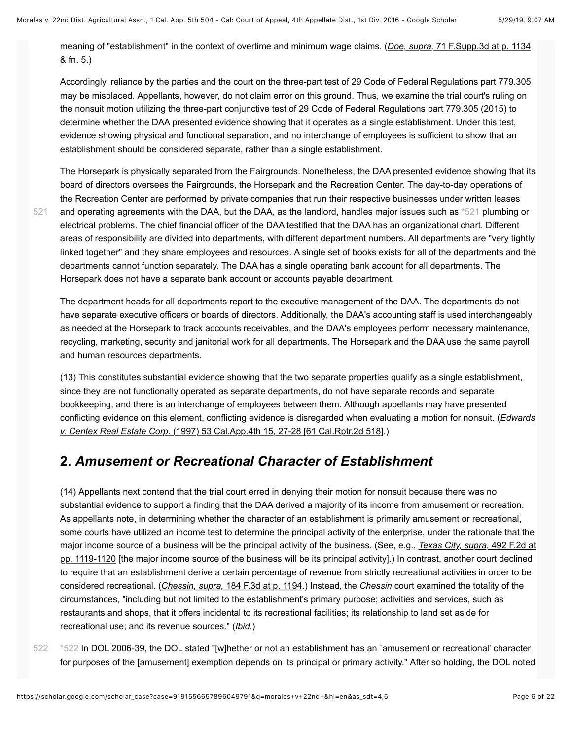meaning of "establishment" in the context of overtime and minimum wage claims. (*Doe, supra,* 71 F.Supp.3d at p. 1134 & fn. 5.)

Accordingly, reliance by the parties and the court on the three-part test of 29 Code of Federal Regulations part 779.305 may be misplaced. Appellants, however, do not claim error on this ground. Thus, we examine the trial court's ruling on the nonsuit motion utilizing the three-part conjunctive test of 29 Code of Federal Regulations part 779.305 (2015) to determine whether the DAA presented evidence showing that it operates as a single establishment. Under this test, evidence showing physical and functional separation, and no interchange of employees is sufficient to show that an establishment should be considered separate, rather than a single establishment.

The Horsepark is physically separated from the Fairgrounds. Nonetheless, the DAA presented evidence showing that its board of directors oversees the Fairgrounds, the Horsepark and the Recreation Center. The day-to-day operations of the Recreation Center are performed by private companies that run their respective businesses under written leases and operating agreements with the DAA, but the DAA, as the landlord, handles major issues such as *521 plumbing or electrical problems. The chief financial officer of the DAA testified that the DAA has an organizational chart. Different areas of responsibility are divided into departments, with different department numbers. All departments are "very tightly linked together" and they share employees and resources. A single set of books exists for all of the departments and the departments cannot function separately. The DAA has a single operating bank account for all departments. The Horsepark does not have a separate bank account or accounts payable department.

The department heads for all departments report to the executive management of the DAA. The departments do not have separate executive officers or boards of directors. Additionally, the DAA's accounting staff is used interchangeably as needed at the Horsepark to track accounts receivables, and the DAA's employees perform necessary maintenance, recycling, marketing, security and janitorial work for all departments. The Horsepark and the DAA use the same payroll and human resources departments.

(13) This constitutes substantial evidence showing that the two separate properties qualify as a single establishment, since they are not functionally operated as separate departments, do not have separate records and separate bookkeeping, and there is an interchange of employees between them. Although appellants may have presented conflicting evidence on this element, conflicting evidence is disregarded when evaluating a motion for nonsuit. (*Edwards v. Centex Real Estate Corp.* (1997) 53 Cal.App.4th 15, 27-28 [61 Cal.Rptr.2d 518].)

## 2. *Amusement or Recreational Character of Establishment*

(14) Appellants next contend that the trial court erred in denying their motion for nonsuit because there was no substantial evidence to support a finding that the DAA derived a majority of its income from amusement or recreation. As appellants note, in determining whether the character of an establishment is primarily amusement or recreational, some courts have utilized an income test to determine the principal activity of the enterprise, under the rationale that the major income source of a business will be the principal activity of the business. (See, e.g., *Texas City, supra,* 492 F.2d at pp. 1119-1120 [the major income source of the business will be its principal activity].) In contrast, another court declined to require that an establishment derive a certain percentage of revenue from strictly recreational activities in order to be considered recreational. (*Chessin, supra,* 184 F.3d at p. 1194.) Instead, the *Chessin* court examined the totality of the circumstances, "including but not limited to the establishment's primary purpose; activities and services, such as restaurants and shops, that it offers incidental to its recreational facilities; its relationship to land set aside for recreational use; and its revenue sources." (*Ibid.*)

*522 In DOL 2006-39, the DOL stated "[w]hether or not an establishment has an `amusement or recreational' character for purposes of the [amusement] exemption depends on its principal or primary activity." After so holding, the DOL noted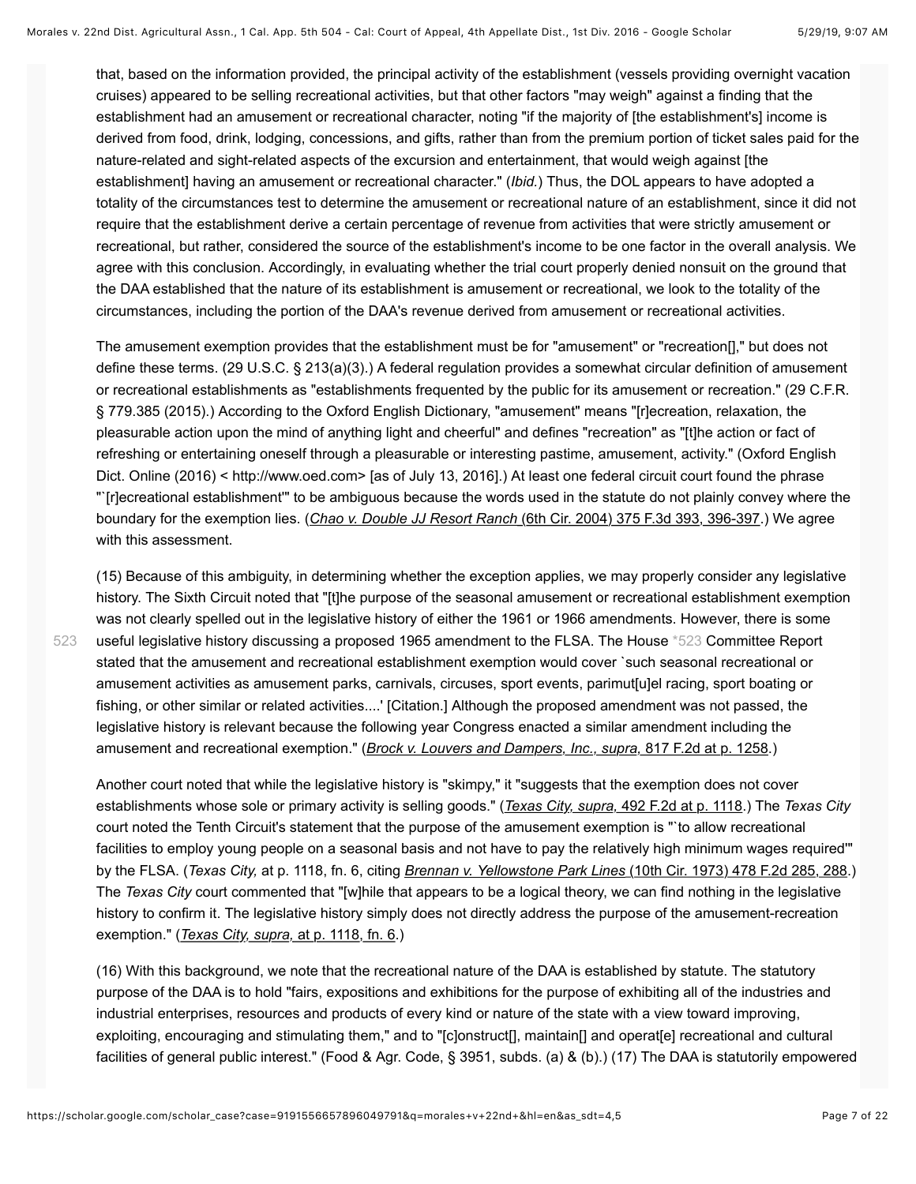that, based on the information provided, the principal activity of the establishment (vessels providing overnight vacation cruises) appeared to be selling recreational activities, but that other factors "may weigh" against a finding that the establishment had an amusement or recreational character, noting "if the majority of [the establishment's] income is derived from food, drink, lodging, concessions, and gifts, rather than from the premium portion of ticket sales paid for the nature-related and sight-related aspects of the excursion and entertainment, that would weigh against [the establishment] having an amusement or recreational character." (*Ibid.*) Thus, the DOL appears to have adopted a totality of the circumstances test to determine the amusement or recreational nature of an establishment, since it did not require that the establishment derive a certain percentage of revenue from activities that were strictly amusement or recreational, but rather, considered the source of the establishment's income to be one factor in the overall analysis. We agree with this conclusion. Accordingly, in evaluating whether the trial court properly denied nonsuit on the ground that the DAA established that the nature of its establishment is amusement or recreational, we look to the totality of the circumstances, including the portion of the DAA's revenue derived from amusement or recreational activities.

The amusement exemption provides that the establishment must be for "amusement" or "recreation[]," but does not define these terms. (29 U.S.C. § 213(a)(3).) A federal regulation provides a somewhat circular definition of amusement or recreational establishments as "establishments frequented by the public for its amusement or recreation." (29 C.F.R. § 779.385 (2015).) According to the Oxford English Dictionary, "amusement" means "[r]ecreation, relaxation, the pleasurable action upon the mind of anything light and cheerful" and defines "recreation" as "[t]he action or fact of refreshing or entertaining oneself through a pleasurable or interesting pastime, amusement, activity." (Oxford English Dict. Online (2016) < http://www.oed.com> [as of July 13, 2016].) At least one federal circuit court found the phrase "`[r]ecreational establishment'" to be ambiguous because the words used in the statute do not plainly convey where the boundary for the exemption lies. (*Chao v. Double JJ Resort Ranch* (6th Cir. 2004) 375 F.3d 393, 396-397.) We agree with this assessment.

(15) Because of this ambiguity, in determining whether the exception applies, we may properly consider any legislative history. The Sixth Circuit noted that "[t]he purpose of the seasonal amusement or recreational establishment exemption was not clearly spelled out in the legislative history of either the 1961 or 1966 amendments. However, there is some useful legislative history discussing a proposed 1965 amendment to the FLSA. The House *523 Committee Report stated that the amusement and recreational establishment exemption would cover `such seasonal recreational or amusement activities as amusement parks, carnivals, circuses, sport events, parimut[u]el racing, sport boating or fishing, or other similar or related activities....' [Citation.] Although the proposed amendment was not passed, the legislative history is relevant because the following year Congress enacted a similar amendment including the amusement and recreational exemption." (*Brock v. Louvers and Dampers, Inc., supra,* 817 F.2d at p. 1258.)

Another court noted that while the legislative history is "skimpy," it "suggests that the exemption does not cover establishments whose sole or primary activity is selling goods." (*Texas City, supra,* 492 F.2d at p. 1118.) The *Texas City* court noted the Tenth Circuit's statement that the purpose of the amusement exemption is "`to allow recreational facilities to employ young people on a seasonal basis and not have to pay the relatively high minimum wages required'" by the FLSA. (*Texas City,* at p. 1118, fn. 6, citing *Brennan v. Yellowstone Park Lines* (10th Cir. 1973) 478 F.2d 285, 288.) The *Texas City* court commented that "[w]hile that appears to be a logical theory, we can find nothing in the legislative history to confirm it. The legislative history simply does not directly address the purpose of the amusement-recreation exemption." (*Texas City, supra,* at p. 1118, fn. 6.)

(16) With this background, we note that the recreational nature of the DAA is established by statute. The statutory purpose of the DAA is to hold "fairs, expositions and exhibitions for the purpose of exhibiting all of the industries and industrial enterprises, resources and products of every kind or nature of the state with a view toward improving, exploiting, encouraging and stimulating them," and to "[c]onstruct[], maintain[] and operat[e] recreational and cultural facilities of general public interest." (Food & Agr. Code, § 3951, subds. (a) & (b).) (17) The DAA is statutorily empowered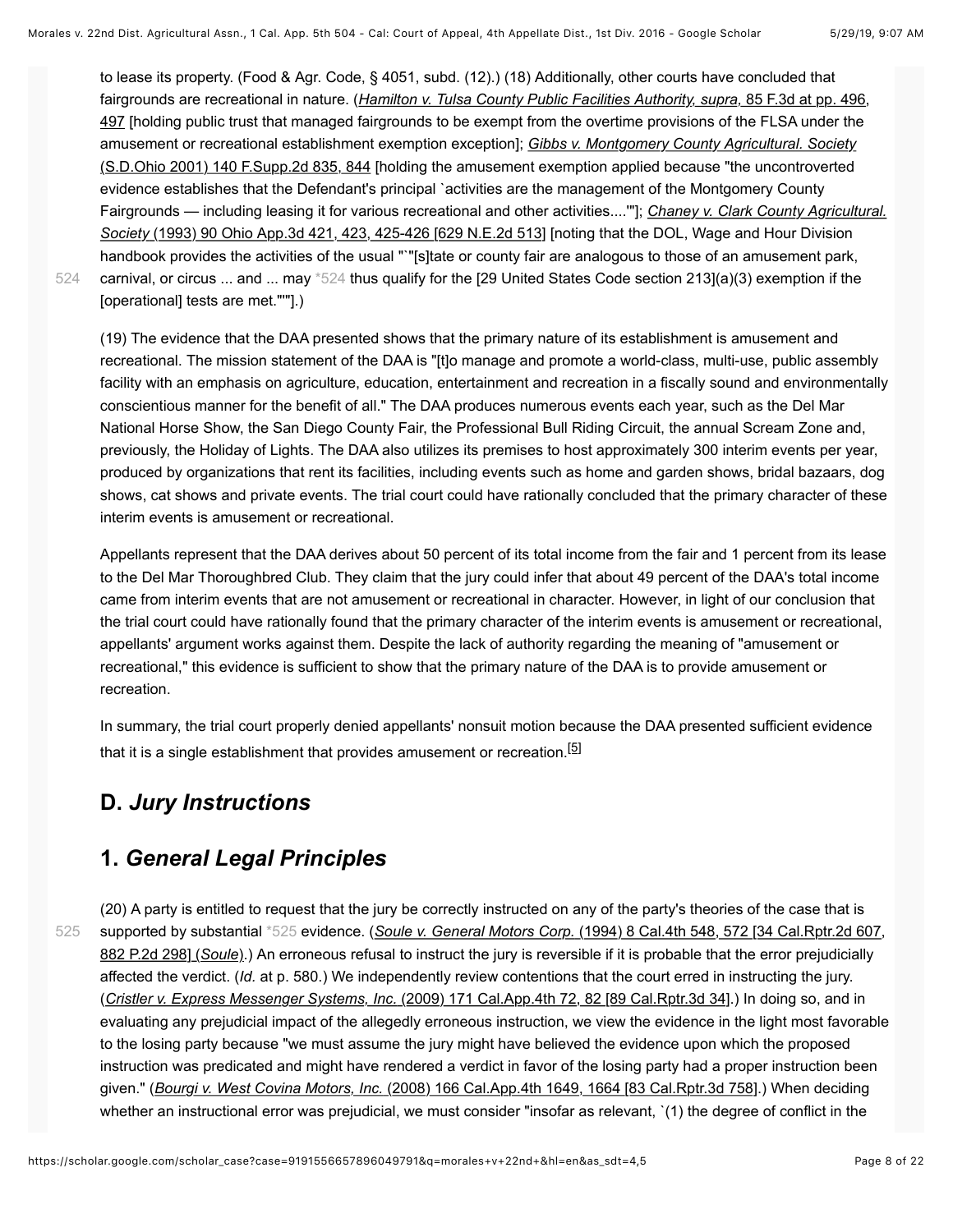to lease its property. (Food & Agr. Code, § 4051, subd. (12).) (18) Additionally, other courts have concluded that fairgrounds are recreational in nature. (*Hamilton v. Tulsa County Public Facilities Authority, supra,* 85 F.3d at pp. 496, 497 [holding public trust that managed fairgrounds to be exempt from the overtime provisions of the FLSA under the amusement or recreational establishment exemption exception]; *Gibbs v. Montgomery County Agricultural. Society* (S.D.Ohio 2001) 140 F.Supp.2d 835, 844 [holding the amusement exemption applied because "the uncontroverted evidence establishes that the Defendant's principal `activities are the management of the Montgomery County Fairgrounds — including leasing it for various recreational and other activities....'"]; *Chaney v. Clark County Agricultural. Society* (1993) 90 Ohio App.3d 421, 423, 425-426 [629 N.E.2d 513] [noting that the DOL, Wage and Hour Division handbook provides the activities of the usual "`"[s]tate or county fair are analogous to those of an amusement park, carnival, or circus ... and ... may *524 thus qualify for the [29 United States Code section 213](a)(3) exemption if the [operational] tests are met."'"].)

(19) The evidence that the DAA presented shows that the primary nature of its establishment is amusement and recreational. The mission statement of the DAA is "[t]o manage and promote a world-class, multi-use, public assembly facility with an emphasis on agriculture, education, entertainment and recreation in a fiscally sound and environmentally conscientious manner for the benefit of all." The DAA produces numerous events each year, such as the Del Mar National Horse Show, the San Diego County Fair, the Professional Bull Riding Circuit, the annual Scream Zone and, previously, the Holiday of Lights. The DAA also utilizes its premises to host approximately 300 interim events per year, produced by organizations that rent its facilities, including events such as home and garden shows, bridal bazaars, dog shows, cat shows and private events. The trial court could have rationally concluded that the primary character of these interim events is amusement or recreational.

Appellants represent that the DAA derives about 50 percent of its total income from the fair and 1 percent from its lease to the Del Mar Thoroughbred Club. They claim that the jury could infer that about 49 percent of the DAA's total income came from interim events that are not amusement or recreational in character. However, in light of our conclusion that the trial court could have rationally found that the primary character of the interim events is amusement or recreational, appellants' argument works against them. Despite the lack of authority regarding the meaning of "amusement or recreational," this evidence is sufficient to show that the primary nature of the DAA is to provide amusement or recreation.

In summary, the trial court properly denied appellants' nonsuit motion because the DAA presented sufficient evidence that it is a single establishment that provides amusement or recreation.[5]

## D. *Jury Instructions*

## 1. *General Legal Principles*

(20) A party is entitled to request that the jury be correctly instructed on any of the party's theories of the case that is supported by substantial *525 evidence. (*Soule v. General Motors Corp.* (1994) 8 Cal.4th 548, 572 [34 Cal.Rptr.2d 607, 882 P.2d 298] (*Soule*).) An erroneous refusal to instruct the jury is reversible if it is probable that the error prejudicially affected the verdict. (*Id.* at p. 580.) We independently review contentions that the court erred in instructing the jury. (*Cristler v. Express Messenger Systems, Inc.* (2009) 171 Cal.App.4th 72, 82 [89 Cal.Rptr.3d 34].) In doing so, and in evaluating any prejudicial impact of the allegedly erroneous instruction, we view the evidence in the light most favorable to the losing party because "we must assume the jury might have believed the evidence upon which the proposed instruction was predicated and might have rendered a verdict in favor of the losing party had a proper instruction been given." (*Bourgi v. West Covina Motors, Inc.* (2008) 166 Cal.App.4th 1649, 1664 [83 Cal.Rptr.3d 758].) When deciding whether an instructional error was prejudicial, we must consider "insofar as relevant, `(1) the degree of conflict in the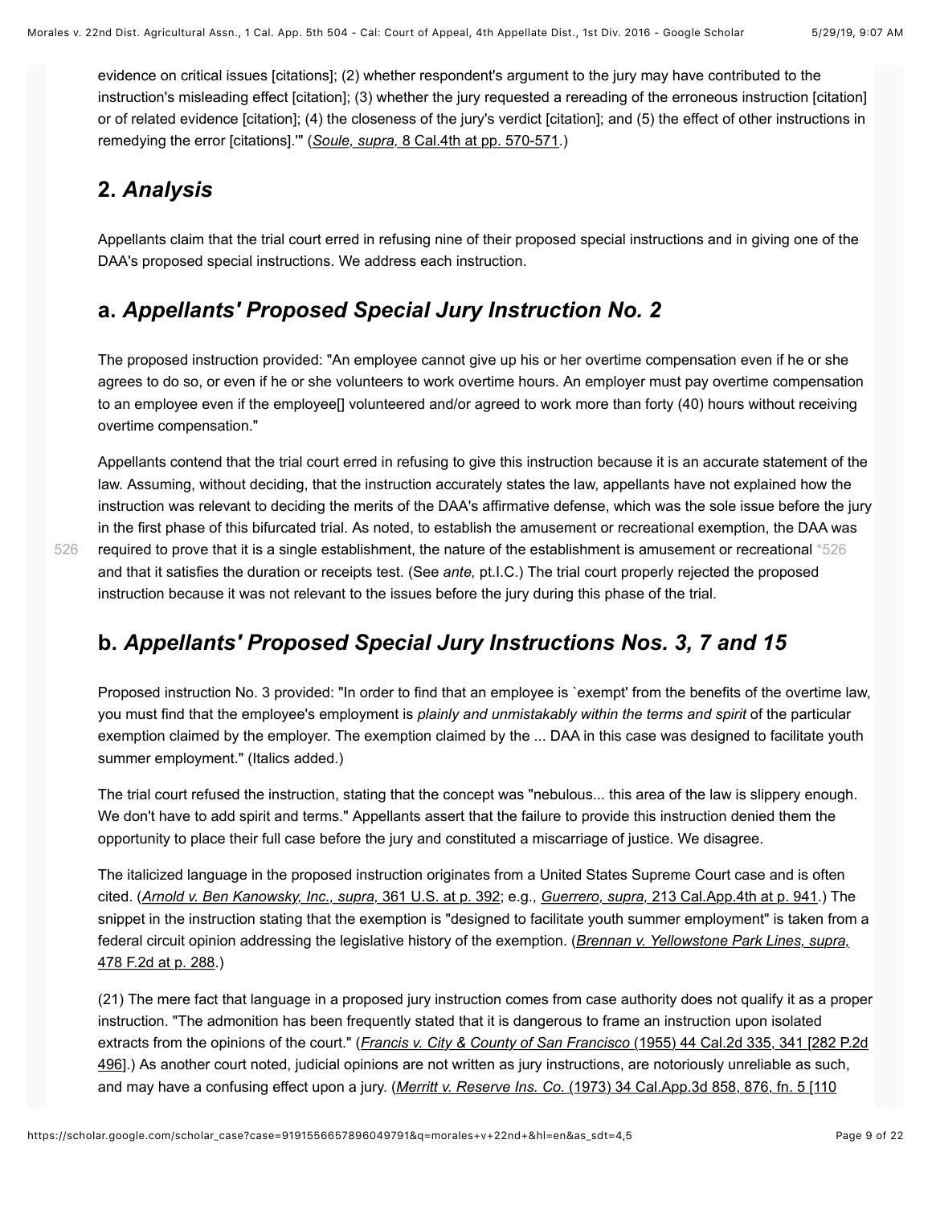evidence on critical issues [citations]; (2) whether respondent's argument to the jury may have contributed to the instruction's misleading effect [citation]; (3) whether the jury requested a rereading of the erroneous instruction [citation] or of related evidence [citation]; (4) the closeness of the jury's verdict [citation]; and (5) the effect of other instructions in remedying the error [citations].'" (*Soule, supra,* 8 Cal.4th at pp. 570-571.)

## 2. *Analysis*

Appellants claim that the trial court erred in refusing nine of their proposed special instructions and in giving one of the DAA's proposed special instructions. We address each instruction.

## a. *Appellants' Proposed Special Jury Instruction No. 2*

The proposed instruction provided: "An employee cannot give up his or her overtime compensation even if he or she agrees to do so, or even if he or she volunteers to work overtime hours. An employer must pay overtime compensation to an employee even if the employee[] volunteered and/or agreed to work more than forty (40) hours without receiving overtime compensation."

Appellants contend that the trial court erred in refusing to give this instruction because it is an accurate statement of the law. Assuming, without deciding, that the instruction accurately states the law, appellants have not explained how the instruction was relevant to deciding the merits of the DAA's affirmative defense, which was the sole issue before the jury in the first phase of this bifurcated trial. As noted, to establish the amusement or recreational exemption, the DAA was required to prove that it is a single establishment, the nature of the establishment is amusement or recreational *526 and that it satisfies the duration or receipts test. (See *ante,* pt.I.C.) The trial court properly rejected the proposed instruction because it was not relevant to the issues before the jury during this phase of the trial.

## b. *Appellants' Proposed Special Jury Instructions Nos. 3, 7 and 15*

Proposed instruction No. 3 provided: "In order to find that an employee is `exempt' from the benefits of the overtime law, you must find that the employee's employment is *plainly and unmistakably within the terms and spirit* of the particular exemption claimed by the employer. The exemption claimed by the ... DAA in this case was designed to facilitate youth summer employment." (Italics added.)

The trial court refused the instruction, stating that the concept was "nebulous... this area of the law is slippery enough. We don't have to add spirit and terms." Appellants assert that the failure to provide this instruction denied them the opportunity to place their full case before the jury and constituted a miscarriage of justice. We disagree.

The italicized language in the proposed instruction originates from a United States Supreme Court case and is often cited. (*Arnold v. Ben Kanowsky, Inc., supra,* 361 U.S. at p. 392; e.g., *Guerrero, supra,* 213 Cal.App.4th at p. 941.) The snippet in the instruction stating that the exemption is "designed to facilitate youth summer employment" is taken from a federal circuit opinion addressing the legislative history of the exemption. (*Brennan v. Yellowstone Park Lines, supra,* 478 F.2d at p. 288.)

(21) The mere fact that language in a proposed jury instruction comes from case authority does not qualify it as a proper instruction. "The admonition has been frequently stated that it is dangerous to frame an instruction upon isolated extracts from the opinions of the court." (*Francis v. City & County of San Francisco* (1955) 44 Cal.2d 335, 341 [282 P.2d 496].) As another court noted, judicial opinions are not written as jury instructions, are notoriously unreliable as such, and may have a confusing effect upon a jury. (*Merritt v. Reserve Ins. Co.* (1973) 34 Cal.App.3d 858, 876, fn. 5 [110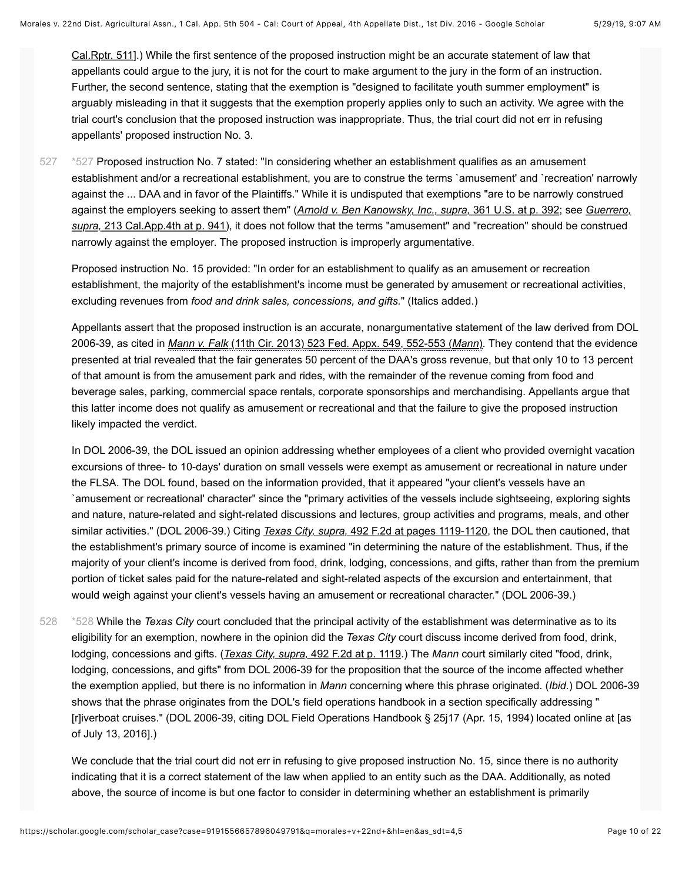Cal.Rptr. 511].) While the first sentence of the proposed instruction might be an accurate statement of law that appellants could argue to the jury, it is not for the court to make argument to the jury in the form of an instruction. Further, the second sentence, stating that the exemption is "designed to facilitate youth summer employment" is arguably misleading in that it suggests that the exemption properly applies only to such an activity. We agree with the trial court's conclusion that the proposed instruction was inappropriate. Thus, the trial court did not err in refusing appellants' proposed instruction No. 3.

*527 Proposed instruction No. 7 stated: "In considering whether an establishment qualifies as an amusement establishment and/or a recreational establishment, you are to construe the terms `amusement' and `recreation' narrowly against the ... DAA and in favor of the Plaintiffs." While it is undisputed that exemptions "are to be narrowly construed against the employers seeking to assert them" (*Arnold v. Ben Kanowsky, Inc., supra,* 361 U.S. at p. 392; see *Guerrero, supra,* 213 Cal.App.4th at p. 941), it does not follow that the terms "amusement" and "recreation" should be construed narrowly against the employer. The proposed instruction is improperly argumentative.

Proposed instruction No. 15 provided: "In order for an establishment to qualify as an amusement or recreation establishment, the majority of the establishment's income must be generated by amusement or recreational activities, excluding revenues from *food and drink sales, concessions, and gifts*." (Italics added.)

Appellants assert that the proposed instruction is an accurate, nonargumentative statement of the law derived from DOL 2006-39, as cited in *Mann v. Falk* (11th Cir. 2013) 523 Fed. Appx. 549, 552-553 (*Mann*). They contend that the evidence presented at trial revealed that the fair generates 50 percent of the DAA's gross revenue, but that only 10 to 13 percent of that amount is from the amusement park and rides, with the remainder of the revenue coming from food and beverage sales, parking, commercial space rentals, corporate sponsorships and merchandising. Appellants argue that this latter income does not qualify as amusement or recreational and that the failure to give the proposed instruction likely impacted the verdict.

In DOL 2006-39, the DOL issued an opinion addressing whether employees of a client who provided overnight vacation excursions of three- to 10-days' duration on small vessels were exempt as amusement or recreational in nature under the FLSA. The DOL found, based on the information provided, that it appeared "your client's vessels have an `amusement or recreational' character" since the "primary activities of the vessels include sightseeing, exploring sights and nature, nature-related and sight-related discussions and lectures, group activities and programs, meals, and other similar activities." (DOL 2006-39.) Citing *Texas City, supra,* 492 F.2d at pages 1119-1120, the DOL then cautioned, that the establishment's primary source of income is examined "in determining the nature of the establishment. Thus, if the majority of your client's income is derived from food, drink, lodging, concessions, and gifts, rather than from the premium portion of ticket sales paid for the nature-related and sight-related aspects of the excursion and entertainment, that would weigh against your client's vessels having an amusement or recreational character." (DOL 2006-39.)

*528 While the *Texas City* court concluded that the principal activity of the establishment was determinative as to its eligibility for an exemption, nowhere in the opinion did the *Texas City* court discuss income derived from food, drink, lodging, concessions and gifts. (*Texas City, supra,* 492 F.2d at p. 1119.) The *Mann* court similarly cited "food, drink, lodging, concessions, and gifts" from DOL 2006-39 for the proposition that the source of the income affected whether the exemption applied, but there is no information in *Mann* concerning where this phrase originated. (*Ibid.*) DOL 2006-39 shows that the phrase originates from the DOL's field operations handbook in a section specifically addressing "[r]iverboat cruises." (DOL 2006-39, citing DOL Field Operations Handbook § 25j17 (Apr. 15, 1994) located online at [as of July 13, 2016].)

We conclude that the trial court did not err in refusing to give proposed instruction No. 15, since there is no authority indicating that it is a correct statement of the law when applied to an entity such as the DAA. Additionally, as noted above, the source of income is but one factor to consider in determining whether an establishment is primarily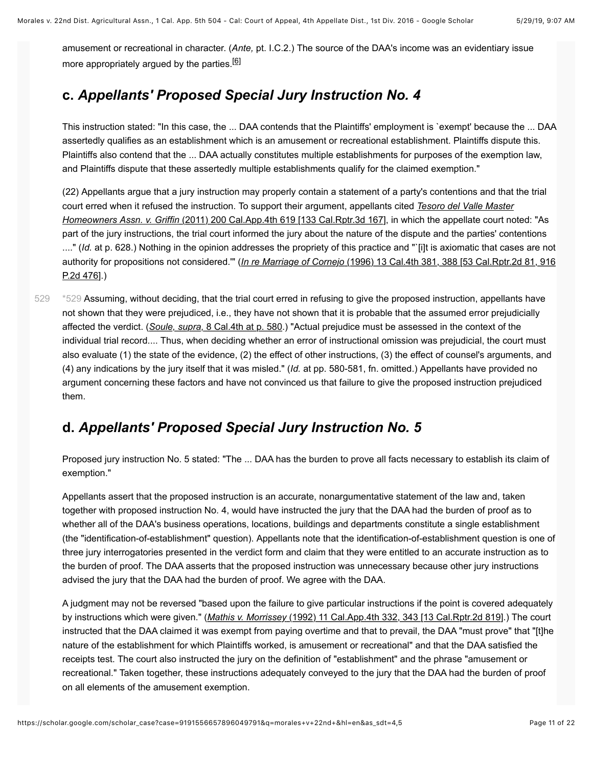amusement or recreational in character. (*Ante,* pt. I.C.2.) The source of the DAA's income was an evidentiary issue more appropriately argued by the parties.[6]

## c. *Appellants' Proposed Special Jury Instruction No. 4*

This instruction stated: "In this case, the ... DAA contends that the Plaintiffs' employment is `exempt' because the ... DAA assertedly qualifies as an establishment which is an amusement or recreational establishment. Plaintiffs dispute this. Plaintiffs also contend that the ... DAA actually constitutes multiple establishments for purposes of the exemption law, and Plaintiffs dispute that these assertedly multiple establishments qualify for the claimed exemption."

(22) Appellants argue that a jury instruction may properly contain a statement of a party's contentions and that the trial court erred when it refused the instruction. To support their argument, appellants cited *Tesoro del Valle Master Homeowners Assn. v. Griffin* (2011) 200 Cal.App.4th 619 [133 Cal.Rptr.3d 167], in which the appellate court noted: "As part of the jury instructions, the trial court informed the jury about the nature of the dispute and the parties' contentions ...." (*Id.* at p. 628.) Nothing in the opinion addresses the propriety of this practice and "`[i]t is axiomatic that cases are not authority for propositions not considered.'" (*In re Marriage of Cornejo* (1996) 13 Cal.4th 381, 388 [53 Cal.Rptr.2d 81, 916 P.2d 476].)

*529 Assuming, without deciding, that the trial court erred in refusing to give the proposed instruction, appellants have not shown that they were prejudiced, i.e., they have not shown that it is probable that the assumed error prejudicially affected the verdict. (*Soule, supra,* 8 Cal.4th at p. 580.) "Actual prejudice must be assessed in the context of the individual trial record.... Thus, when deciding whether an error of instructional omission was prejudicial, the court must also evaluate (1) the state of the evidence, (2) the effect of other instructions, (3) the effect of counsel's arguments, and (4) any indications by the jury itself that it was misled." (*Id.* at pp. 580-581, fn. omitted.) Appellants have provided no argument concerning these factors and have not convinced us that failure to give the proposed instruction prejudiced them.

## d. *Appellants' Proposed Special Jury Instruction No. 5*

Proposed jury instruction No. 5 stated: "The ... DAA has the burden to prove all facts necessary to establish its claim of exemption."

Appellants assert that the proposed instruction is an accurate, nonargumentative statement of the law and, taken together with proposed instruction No. 4, would have instructed the jury that the DAA had the burden of proof as to whether all of the DAA's business operations, locations, buildings and departments constitute a single establishment (the "identification-of-establishment" question). Appellants note that the identification-of-establishment question is one of three jury interrogatories presented in the verdict form and claim that they were entitled to an accurate instruction as to the burden of proof. The DAA asserts that the proposed instruction was unnecessary because other jury instructions advised the jury that the DAA had the burden of proof. We agree with the DAA.

A judgment may not be reversed "based upon the failure to give particular instructions if the point is covered adequately by instructions which were given." (*Mathis v. Morrissey* (1992) 11 Cal.App.4th 332, 343 [13 Cal.Rptr.2d 819].) The court instructed that the DAA claimed it was exempt from paying overtime and that to prevail, the DAA "must prove" that "[t]he nature of the establishment for which Plaintiffs worked, is amusement or recreational" and that the DAA satisfied the receipts test. The court also instructed the jury on the definition of "establishment" and the phrase "amusement or recreational." Taken together, these instructions adequately conveyed to the jury that the DAA had the burden of proof on all elements of the amusement exemption.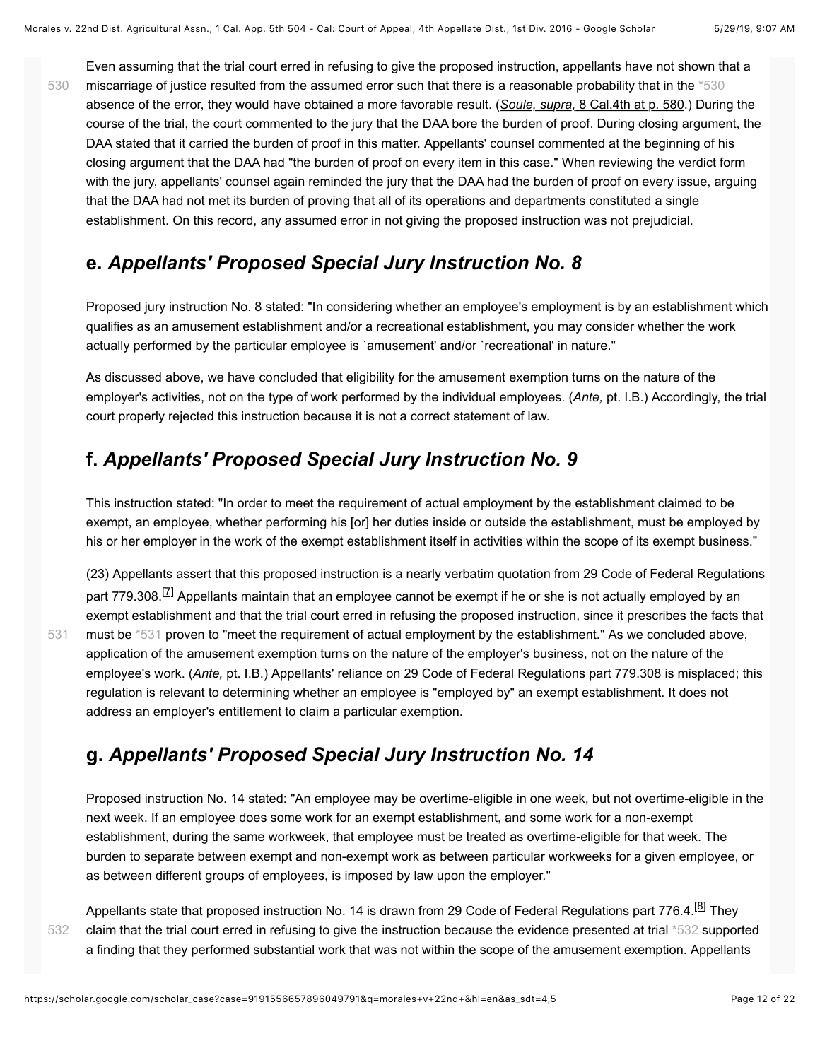Even assuming that the trial court erred in refusing to give the proposed instruction, appellants have not shown that a miscarriage of justice resulted from the assumed error such that there is a reasonable probability that in the *530 absence of the error, they would have obtained a more favorable result. (*Soule, supra,* 8 Cal.4th at p. 580.) During the course of the trial, the court commented to the jury that the DAA bore the burden of proof. During closing argument, the DAA stated that it carried the burden of proof in this matter. Appellants' counsel commented at the beginning of his closing argument that the DAA had "the burden of proof on every item in this case." When reviewing the verdict form with the jury, appellants' counsel again reminded the jury that the DAA had the burden of proof on every issue, arguing that the DAA had not met its burden of proving that all of its operations and departments constituted a single establishment. On this record, any assumed error in not giving the proposed instruction was not prejudicial.

## e. *Appellants' Proposed Special Jury Instruction No. 8*

Proposed jury instruction No. 8 stated: "In considering whether an employee's employment is by an establishment which qualifies as an amusement establishment and/or a recreational establishment, you may consider whether the work actually performed by the particular employee is `amusement' and/or `recreational' in nature."

As discussed above, we have concluded that eligibility for the amusement exemption turns on the nature of the employer's activities, not on the type of work performed by the individual employees. (*Ante,* pt. I.B.) Accordingly, the trial court properly rejected this instruction because it is not a correct statement of law.

## f. *Appellants' Proposed Special Jury Instruction No. 9*

This instruction stated: "In order to meet the requirement of actual employment by the establishment claimed to be exempt, an employee, whether performing his [or] her duties inside or outside the establishment, must be employed by his or her employer in the work of the exempt establishment itself in activities within the scope of its exempt business."

(23) Appellants assert that this proposed instruction is a nearly verbatim quotation from 29 Code of Federal Regulations part 779.308.[7] Appellants maintain that an employee cannot be exempt if he or she is not actually employed by an exempt establishment and that the trial court erred in refusing the proposed instruction, since it prescribes the facts that must be *531 proven to "meet the requirement of actual employment by the establishment." As we concluded above, application of the amusement exemption turns on the nature of the employer's business, not on the nature of the employee's work. (*Ante,* pt. I.B.) Appellants' reliance on 29 Code of Federal Regulations part 779.308 is misplaced; this regulation is relevant to determining whether an employee is "employed by" an exempt establishment. It does not address an employer's entitlement to claim a particular exemption.

## g. *Appellants' Proposed Special Jury Instruction No. 14*

Proposed instruction No. 14 stated: "An employee may be overtime-eligible in one week, but not overtime-eligible in the next week. If an employee does some work for an exempt establishment, and some work for a non-exempt establishment, during the same workweek, that employee must be treated as overtime-eligible for that week. The burden to separate between exempt and non-exempt work as between particular workweeks for a given employee, or as between different groups of employees, is imposed by law upon the employer."

Appellants state that proposed instruction No. 14 is drawn from 29 Code of Federal Regulations part 776.4.[8] They claim that the trial court erred in refusing to give the instruction because the evidence presented at trial *532 supported a finding that they performed substantial work that was not within the scope of the amusement exemption. Appellants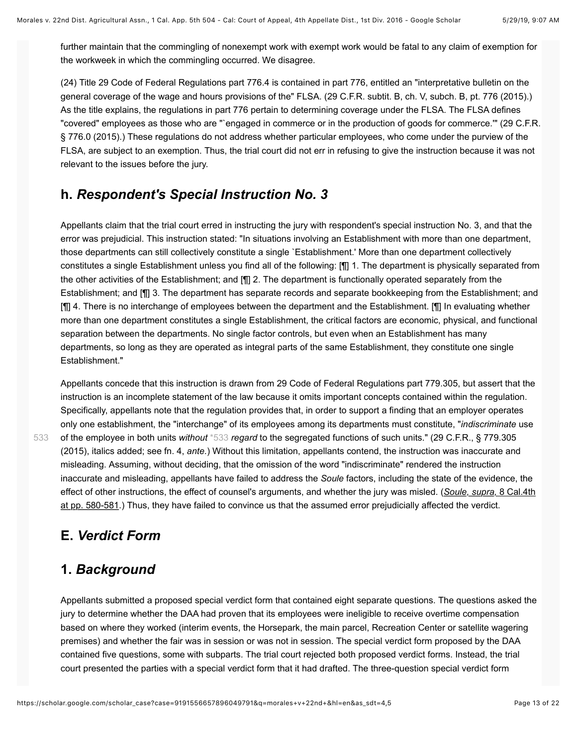further maintain that the commingling of nonexempt work with exempt work would be fatal to any claim of exemption for the workweek in which the commingling occurred. We disagree.

(24) Title 29 Code of Federal Regulations part 776.4 is contained in part 776, entitled an "interpretative bulletin on the general coverage of the wage and hours provisions of the" FLSA. (29 C.F.R. subtit. B, ch. V, subch. B, pt. 776 (2015).) As the title explains, the regulations in part 776 pertain to determining coverage under the FLSA. The FLSA defines "covered" employees as those who are "`engaged in commerce or in the production of goods for commerce.'" (29 C.F.R. § 776.0 (2015).) These regulations do not address whether particular employees, who come under the purview of the FLSA, are subject to an exemption. Thus, the trial court did not err in refusing to give the instruction because it was not relevant to the issues before the jury.

## h. *Respondent's Special Instruction No. 3*

Appellants claim that the trial court erred in instructing the jury with respondent's special instruction No. 3, and that the error was prejudicial. This instruction stated: "In situations involving an Establishment with more than one department, those departments can still collectively constitute a single `Establishment.' More than one department collectively constitutes a single Establishment unless you find all of the following: [¶] 1. The department is physically separated from the other activities of the Establishment; and [¶] 2. The department is functionally operated separately from the Establishment; and [¶] 3. The department has separate records and separate bookkeeping from the Establishment; and [¶] 4. There is no interchange of employees between the department and the Establishment. [¶] In evaluating whether more than one department constitutes a single Establishment, the critical factors are economic, physical, and functional separation between the departments. No single factor controls, but even when an Establishment has many departments, so long as they are operated as integral parts of the same Establishment, they constitute one single Establishment."

Appellants concede that this instruction is drawn from 29 Code of Federal Regulations part 779.305, but assert that the instruction is an incomplete statement of the law because it omits important concepts contained within the regulation. Specifically, appellants note that the regulation provides that, in order to support a finding that an employer operates only one establishment, the "interchange" of its employees among its departments must constitute, "*indiscriminate* use of the employee in both units *without* *533 *regard* to the segregated functions of such units." (29 C.F.R., § 779.305 (2015), italics added; see fn. 4, *ante*.) Without this limitation, appellants contend, the instruction was inaccurate and misleading. Assuming, without deciding, that the omission of the word "indiscriminate" rendered the instruction inaccurate and misleading, appellants have failed to address the *Soule* factors, including the state of the evidence, the effect of other instructions, the effect of counsel's arguments, and whether the jury was misled. (*Soule, supra,* 8 Cal.4th at pp. 580-581.) Thus, they have failed to convince us that the assumed error prejudicially affected the verdict.

## E. *Verdict Form*

## 1. *Background*

Appellants submitted a proposed special verdict form that contained eight separate questions. The questions asked the jury to determine whether the DAA had proven that its employees were ineligible to receive overtime compensation based on where they worked (interim events, the Horsepark, the main parcel, Recreation Center or satellite wagering premises) and whether the fair was in session or was not in session. The special verdict form proposed by the DAA contained five questions, some with subparts. The trial court rejected both proposed verdict forms. Instead, the trial court presented the parties with a special verdict form that it had drafted. The three-question special verdict form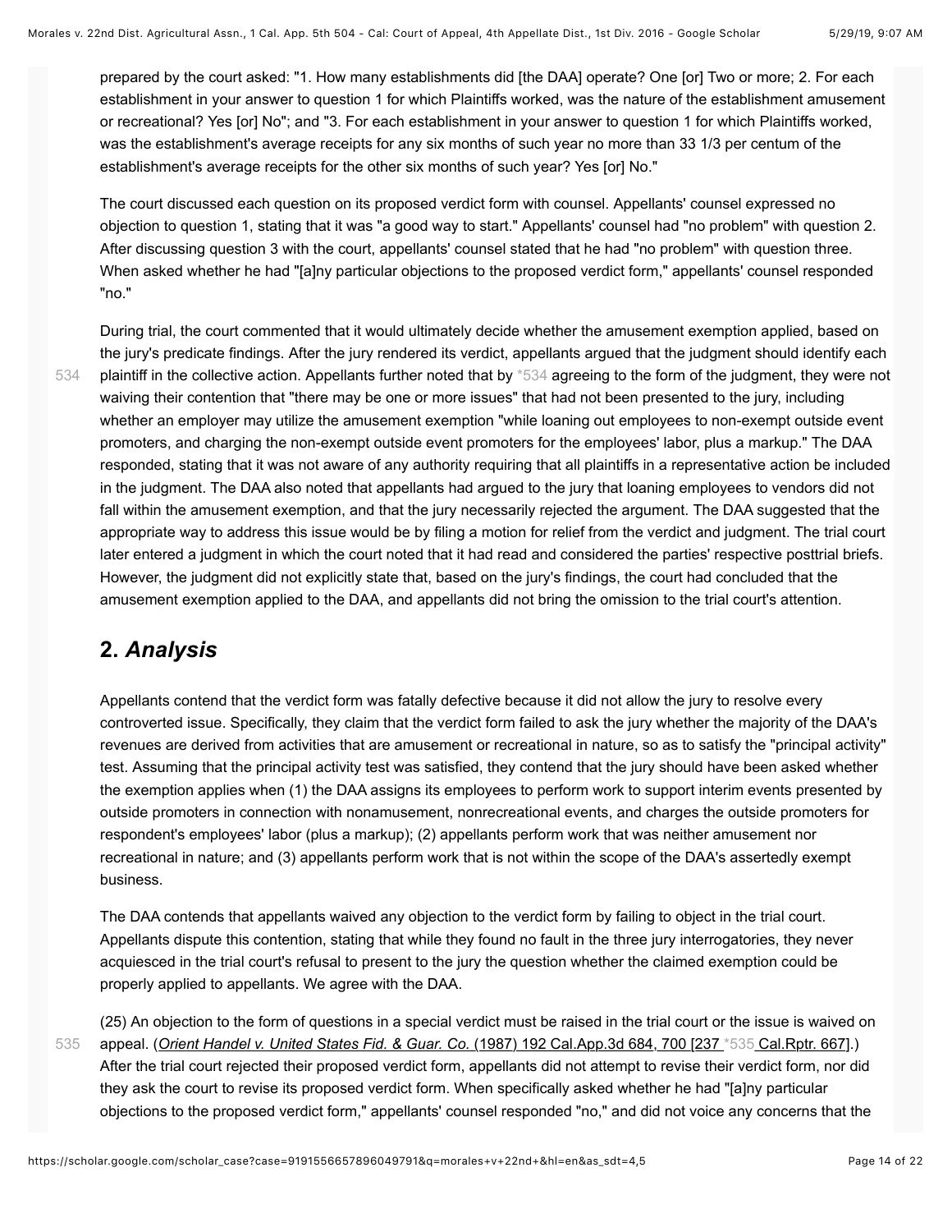prepared by the court asked: "1. How many establishments did [the DAA] operate? One [or] Two or more; 2. For each establishment in your answer to question 1 for which Plaintiffs worked, was the nature of the establishment amusement or recreational? Yes [or] No"; and "3. For each establishment in your answer to question 1 for which Plaintiffs worked, was the establishment's average receipts for any six months of such year no more than 33 1/3 per centum of the establishment's average receipts for the other six months of such year? Yes [or] No."

The court discussed each question on its proposed verdict form with counsel. Appellants' counsel expressed no objection to question 1, stating that it was "a good way to start." Appellants' counsel had "no problem" with question 2. After discussing question 3 with the court, appellants' counsel stated that he had "no problem" with question three. When asked whether he had "[a]ny particular objections to the proposed verdict form," appellants' counsel responded "no."

During trial, the court commented that it would ultimately decide whether the amusement exemption applied, based on the jury's predicate findings. After the jury rendered its verdict, appellants argued that the judgment should identify each plaintiff in the collective action. Appellants further noted that by *534 agreeing to the form of the judgment, they were not waiving their contention that "there may be one or more issues" that had not been presented to the jury, including whether an employer may utilize the amusement exemption "while loaning out employees to non-exempt outside event promoters, and charging the non-exempt outside event promoters for the employees' labor, plus a markup." The DAA responded, stating that it was not aware of any authority requiring that all plaintiffs in a representative action be included in the judgment. The DAA also noted that appellants had argued to the jury that loaning employees to vendors did not fall within the amusement exemption, and that the jury necessarily rejected the argument. The DAA suggested that the appropriate way to address this issue would be by filing a motion for relief from the verdict and judgment. The trial court later entered a judgment in which the court noted that it had read and considered the parties' respective posttrial briefs. However, the judgment did not explicitly state that, based on the jury's findings, the court had concluded that the amusement exemption applied to the DAA, and appellants did not bring the omission to the trial court's attention.

## 2. *Analysis*

Appellants contend that the verdict form was fatally defective because it did not allow the jury to resolve every controverted issue. Specifically, they claim that the verdict form failed to ask the jury whether the majority of the DAA's revenues are derived from activities that are amusement or recreational in nature, so as to satisfy the "principal activity" test. Assuming that the principal activity test was satisfied, they contend that the jury should have been asked whether the exemption applies when (1) the DAA assigns its employees to perform work to support interim events presented by outside promoters in connection with nonamusement, nonrecreational events, and charges the outside promoters for respondent's employees' labor (plus a markup); (2) appellants perform work that was neither amusement nor recreational in nature; and (3) appellants perform work that is not within the scope of the DAA's assertedly exempt business.

The DAA contends that appellants waived any objection to the verdict form by failing to object in the trial court. Appellants dispute this contention, stating that while they found no fault in the three jury interrogatories, they never acquiesced in the trial court's refusal to present to the jury the question whether the claimed exemption could be properly applied to appellants. We agree with the DAA.

(25) An objection to the form of questions in a special verdict must be raised in the trial court or the issue is waived on appeal. (*Orient Handel v. United States Fid. & Guar. Co.* (1987) 192 Cal.App.3d 684, 700 [237 *535 Cal.Rptr. 667].) After the trial court rejected their proposed verdict form, appellants did not attempt to revise their verdict form, nor did they ask the court to revise its proposed verdict form. When specifically asked whether he had "[a]ny particular objections to the proposed verdict form," appellants' counsel responded "no," and did not voice any concerns that the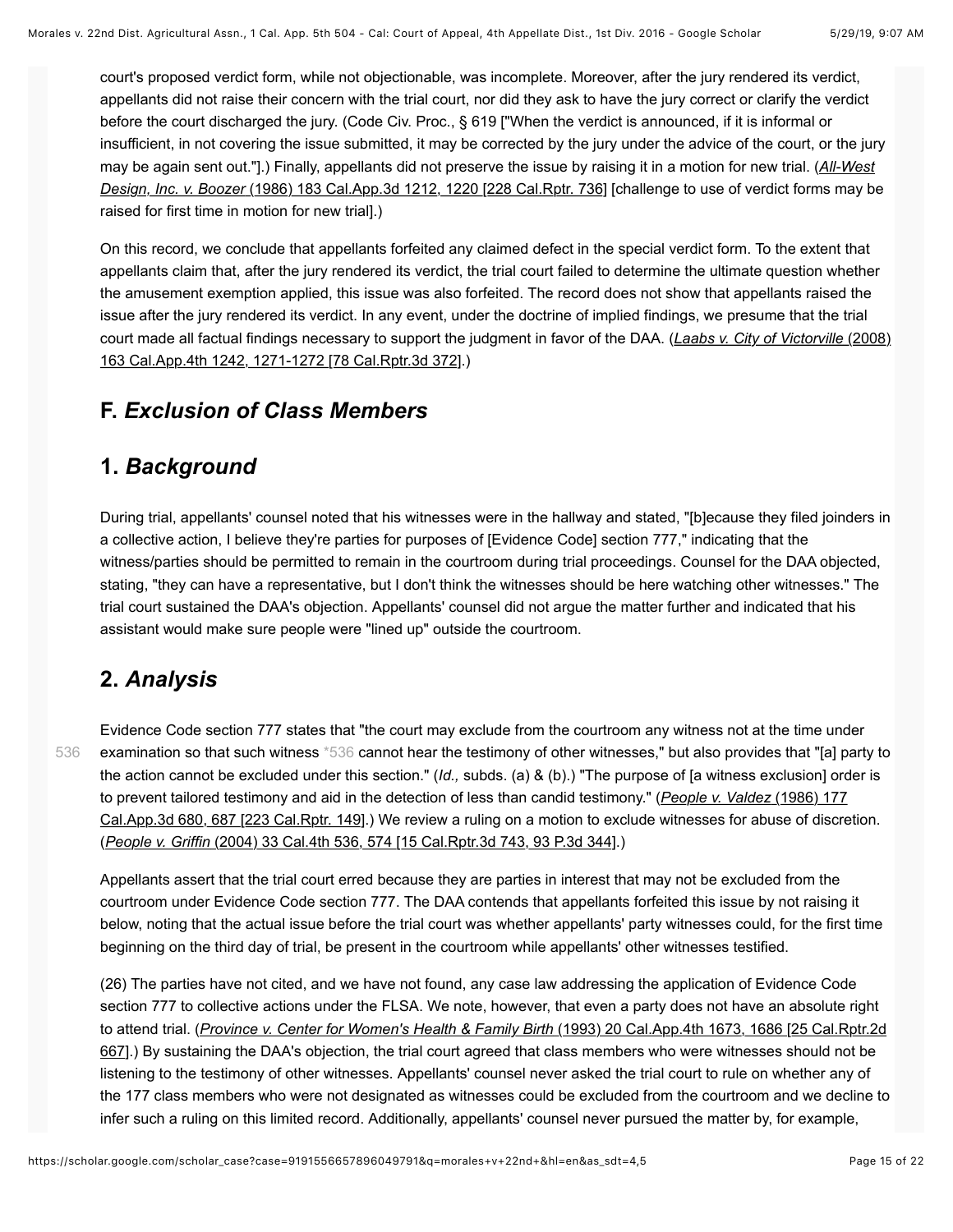court's proposed verdict form, while not objectionable, was incomplete. Moreover, after the jury rendered its verdict, appellants did not raise their concern with the trial court, nor did they ask to have the jury correct or clarify the verdict before the court discharged the jury. (Code Civ. Proc., § 619 ["When the verdict is announced, if it is informal or insufficient, in not covering the issue submitted, it may be corrected by the jury under the advice of the court, or the jury may be again sent out."].) Finally, appellants did not preserve the issue by raising it in a motion for new trial. (*All-West Design, Inc. v. Boozer* (1986) 183 Cal.App.3d 1212, 1220 [228 Cal.Rptr. 736] [challenge to use of verdict forms may be raised for first time in motion for new trial].)

On this record, we conclude that appellants forfeited any claimed defect in the special verdict form. To the extent that appellants claim that, after the jury rendered its verdict, the trial court failed to determine the ultimate question whether the amusement exemption applied, this issue was also forfeited. The record does not show that appellants raised the issue after the jury rendered its verdict. In any event, under the doctrine of implied findings, we presume that the trial court made all factual findings necessary to support the judgment in favor of the DAA. (*Laabs v. City of Victorville* (2008) 163 Cal.App.4th 1242, 1271-1272 [78 Cal.Rptr.3d 372].)

## F. *Exclusion of Class Members*

## 1. *Background*

During trial, appellants' counsel noted that his witnesses were in the hallway and stated, "[b]ecause they filed joinders in a collective action, I believe they're parties for purposes of [Evidence Code] section 777," indicating that the witness/parties should be permitted to remain in the courtroom during trial proceedings. Counsel for the DAA objected, stating, "they can have a representative, but I don't think the witnesses should be here watching other witnesses." The trial court sustained the DAA's objection. Appellants' counsel did not argue the matter further and indicated that his assistant would make sure people were "lined up" outside the courtroom.

## 2. *Analysis*

Evidence Code section 777 states that "the court may exclude from the courtroom any witness not at the time under examination so that such witness *536 cannot hear the testimony of other witnesses," but also provides that "[a] party to the action cannot be excluded under this section." (*Id.,* subds. (a) & (b).) "The purpose of [a witness exclusion] order is to prevent tailored testimony and aid in the detection of less than candid testimony." (*People v. Valdez* (1986) 177 Cal.App.3d 680, 687 [223 Cal.Rptr. 149].) We review a ruling on a motion to exclude witnesses for abuse of discretion. (*People v. Griffin* (2004) 33 Cal.4th 536, 574 [15 Cal.Rptr.3d 743, 93 P.3d 344].)

Appellants assert that the trial court erred because they are parties in interest that may not be excluded from the courtroom under Evidence Code section 777. The DAA contends that appellants forfeited this issue by not raising it below, noting that the actual issue before the trial court was whether appellants' party witnesses could, for the first time beginning on the third day of trial, be present in the courtroom while appellants' other witnesses testified.

(26) The parties have not cited, and we have not found, any case law addressing the application of Evidence Code section 777 to collective actions under the FLSA. We note, however, that even a party does not have an absolute right to attend trial. (*Province v. Center for Women's Health & Family Birth* (1993) 20 Cal.App.4th 1673, 1686 [25 Cal.Rptr.2d 667].) By sustaining the DAA's objection, the trial court agreed that class members who were witnesses should not be listening to the testimony of other witnesses. Appellants' counsel never asked the trial court to rule on whether any of the 177 class members who were not designated as witnesses could be excluded from the courtroom and we decline to infer such a ruling on this limited record. Additionally, appellants' counsel never pursued the matter by, for example,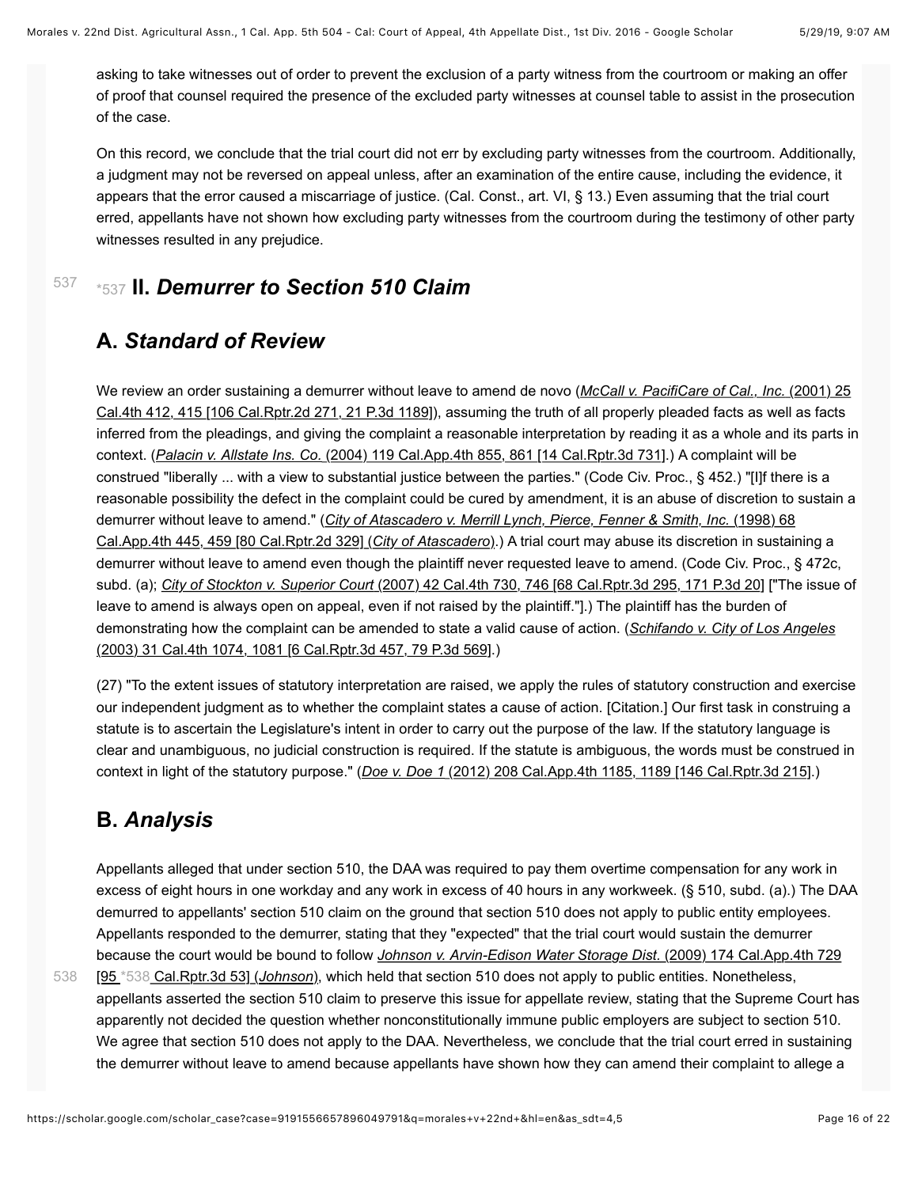asking to take witnesses out of order to prevent the exclusion of a party witness from the courtroom or making an offer of proof that counsel required the presence of the excluded party witnesses at counsel table to assist in the prosecution of the case.

On this record, we conclude that the trial court did not err by excluding party witnesses from the courtroom. Additionally, a judgment may not be reversed on appeal unless, after an examination of the entire cause, including the evidence, it appears that the error caused a miscarriage of justice. (Cal. Const., art. VI, § 13.) Even assuming that the trial court erred, appellants have not shown how excluding party witnesses from the courtroom during the testimony of other party witnesses resulted in any prejudice.

## *537 II. *Demurrer to Section 510 Claim*

### A. *Standard of Review*

We review an order sustaining a demurrer without leave to amend de novo (*McCall v. PacifiCare of Cal., Inc.* (2001) 25 Cal.4th 412, 415 [106 Cal.Rptr.2d 271, 21 P.3d 1189]), assuming the truth of all properly pleaded facts as well as facts inferred from the pleadings, and giving the complaint a reasonable interpretation by reading it as a whole and its parts in context. (*Palacin v. Allstate Ins. Co.* (2004) 119 Cal.App.4th 855, 861 [14 Cal.Rptr.3d 731].) A complaint will be construed "liberally ... with a view to substantial justice between the parties." (Code Civ. Proc., § 452.) "[I]f there is a reasonable possibility the defect in the complaint could be cured by amendment, it is an abuse of discretion to sustain a demurrer without leave to amend." (*City of Atascadero v. Merrill Lynch, Pierce, Fenner & Smith, Inc.* (1998) 68 Cal.App.4th 445, 459 [80 Cal.Rptr.2d 329] (*City of Atascadero*).) A trial court may abuse its discretion in sustaining a demurrer without leave to amend even though the plaintiff never requested leave to amend. (Code Civ. Proc., § 472c, subd. (a); *City of Stockton v. Superior Court* (2007) 42 Cal.4th 730, 746 [68 Cal.Rptr.3d 295, 171 P.3d 20] ["The issue of leave to amend is always open on appeal, even if not raised by the plaintiff."].) The plaintiff has the burden of demonstrating how the complaint can be amended to state a valid cause of action. (*Schifando v. City of Los Angeles* (2003) 31 Cal.4th 1074, 1081 [6 Cal.Rptr.3d 457, 79 P.3d 569].)

(27) "To the extent issues of statutory interpretation are raised, we apply the rules of statutory construction and exercise our independent judgment as to whether the complaint states a cause of action. [Citation.] Our first task in construing a statute is to ascertain the Legislature's intent in order to carry out the purpose of the law. If the statutory language is clear and unambiguous, no judicial construction is required. If the statute is ambiguous, the words must be construed in context in light of the statutory purpose." (*Doe v. Doe 1* (2012) 208 Cal.App.4th 1185, 1189 [146 Cal.Rptr.3d 215].)

### B. *Analysis*

Appellants alleged that under section 510, the DAA was required to pay them overtime compensation for any work in excess of eight hours in one workday and any work in excess of 40 hours in any workweek. (§ 510, subd. (a).) The DAA demurred to appellants' section 510 claim on the ground that section 510 does not apply to public entity employees. Appellants responded to the demurrer, stating that they "expected" that the trial court would sustain the demurrer because the court would be bound to follow *Johnson v. Arvin-Edison Water Storage Dist.* (2009) 174 Cal.App.4th 729 [95 *538 Cal.Rptr.3d 53] (*Johnson*), which held that section 510 does not apply to public entities. Nonetheless, appellants asserted the section 510 claim to preserve this issue for appellate review, stating that the Supreme Court has apparently not decided the question whether nonconstitutionally immune public employers are subject to section 510. We agree that section 510 does not apply to the DAA. Nevertheless, we conclude that the trial court erred in sustaining the demurrer without leave to amend because appellants have shown how they can amend their complaint to allege a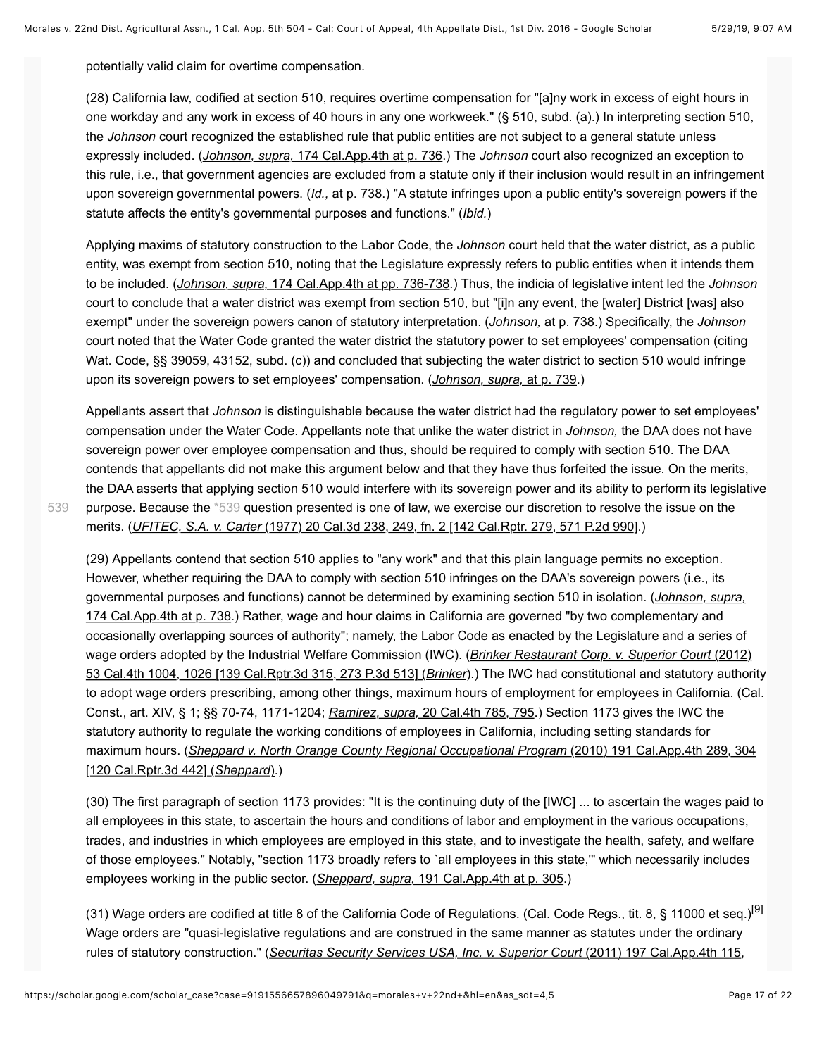potentially valid claim for overtime compensation.

(28) California law, codified at section 510, requires overtime compensation for "[a]ny work in excess of eight hours in one workday and any work in excess of 40 hours in any one workweek." (§ 510, subd. (a).) In interpreting section 510, the *Johnson* court recognized the established rule that public entities are not subject to a general statute unless expressly included. (*Johnson, supra,* 174 Cal.App.4th at p. 736.) The *Johnson* court also recognized an exception to this rule, i.e., that government agencies are excluded from a statute only if their inclusion would result in an infringement upon sovereign governmental powers. (*Id.,* at p. 738.) "A statute infringes upon a public entity's sovereign powers if the statute affects the entity's governmental purposes and functions." (*Ibid.*)

Applying maxims of statutory construction to the Labor Code, the *Johnson* court held that the water district, as a public entity, was exempt from section 510, noting that the Legislature expressly refers to public entities when it intends them to be included. (*Johnson, supra,* 174 Cal.App.4th at pp. 736-738.) Thus, the indicia of legislative intent led the *Johnson* court to conclude that a water district was exempt from section 510, but "[i]n any event, the [water] District [was] also exempt" under the sovereign powers canon of statutory interpretation. (*Johnson,* at p. 738.) Specifically, the *Johnson* court noted that the Water Code granted the water district the statutory power to set employees' compensation (citing Wat. Code, §§ 39059, 43152, subd. (c)) and concluded that subjecting the water district to section 510 would infringe upon its sovereign powers to set employees' compensation. (*Johnson, supra,* at p. 739.)

Appellants assert that *Johnson* is distinguishable because the water district had the regulatory power to set employees' compensation under the Water Code. Appellants note that unlike the water district in *Johnson,* the DAA does not have sovereign power over employee compensation and thus, should be required to comply with section 510. The DAA contends that appellants did not make this argument below and that they have thus forfeited the issue. On the merits, the DAA asserts that applying section 510 would interfere with its sovereign power and its ability to perform its legislative purpose. Because the *539 question presented is one of law, we exercise our discretion to resolve the issue on the merits. (*UFITEC, S.A. v. Carter* (1977) 20 Cal.3d 238, 249, fn. 2 [142 Cal.Rptr. 279, 571 P.2d 990].)

(29) Appellants contend that section 510 applies to "any work" and that this plain language permits no exception. However, whether requiring the DAA to comply with section 510 infringes on the DAA's sovereign powers (i.e., its governmental purposes and functions) cannot be determined by examining section 510 in isolation. (*Johnson, supra,* 174 Cal.App.4th at p. 738.) Rather, wage and hour claims in California are governed "by two complementary and occasionally overlapping sources of authority"; namely, the Labor Code as enacted by the Legislature and a series of wage orders adopted by the Industrial Welfare Commission (IWC). (*Brinker Restaurant Corp. v. Superior Court* (2012) 53 Cal.4th 1004, 1026 [139 Cal.Rptr.3d 315, 273 P.3d 513] (*Brinker*).) The IWC had constitutional and statutory authority to adopt wage orders prescribing, among other things, maximum hours of employment for employees in California. (Cal. Const., art. XIV, § 1; §§ 70-74, 1171-1204; *Ramirez, supra,* 20 Cal.4th 785, 795.) Section 1173 gives the IWC the statutory authority to regulate the working conditions of employees in California, including setting standards for maximum hours. (*Sheppard v. North Orange County Regional Occupational Program* (2010) 191 Cal.App.4th 289, 304 [120 Cal.Rptr.3d 442] (*Sheppard*).)

(30) The first paragraph of section 1173 provides: "It is the continuing duty of the [IWC] ... to ascertain the wages paid to all employees in this state, to ascertain the hours and conditions of labor and employment in the various occupations, trades, and industries in which employees are employed in this state, and to investigate the health, safety, and welfare of those employees." Notably, "section 1173 broadly refers to `all employees in this state,'" which necessarily includes employees working in the public sector. (*Sheppard, supra,* 191 Cal.App.4th at p. 305.)

(31) Wage orders are codified at title 8 of the California Code of Regulations. (Cal. Code Regs., tit. 8, § 11000 et seq.)[9] Wage orders are "quasi-legislative regulations and are construed in the same manner as statutes under the ordinary rules of statutory construction." (*Securitas Security Services USA, Inc. v. Superior Court* (2011) 197 Cal.App.4th 115,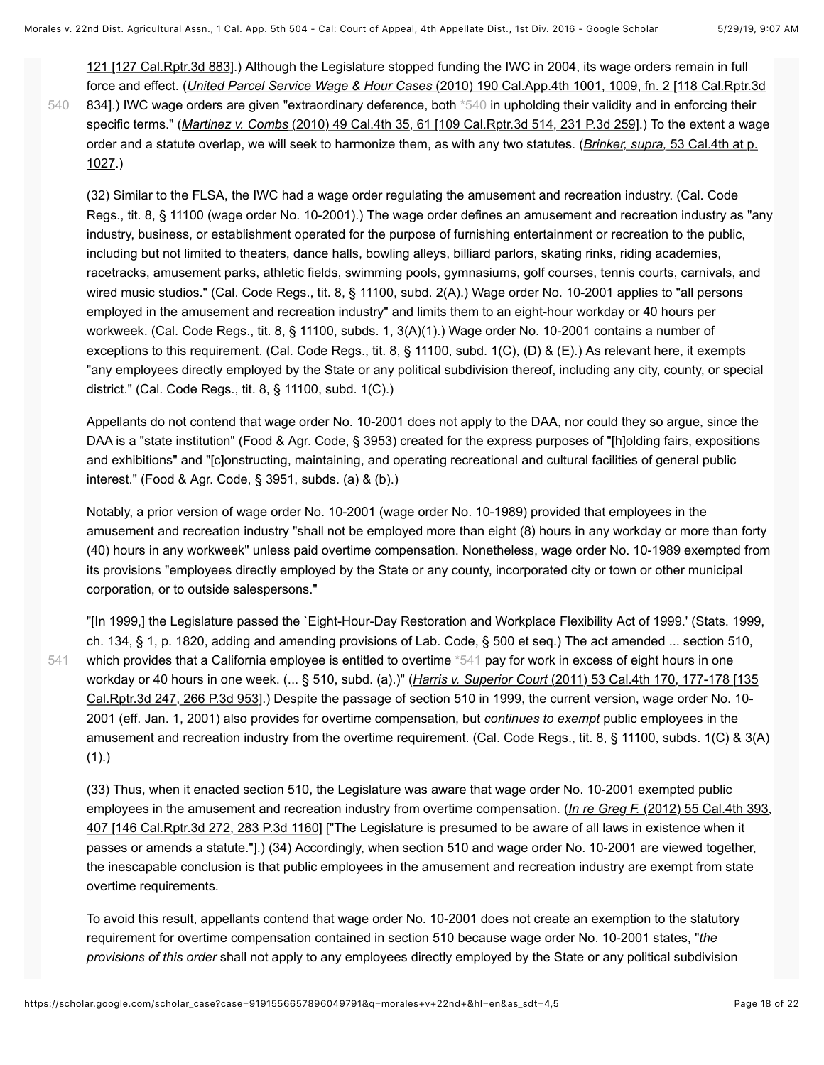121 [127 Cal.Rptr.3d 883].) Although the Legislature stopped funding the IWC in 2004, its wage orders remain in full force and effect. (*United Parcel Service Wage & Hour Cases* (2010) 190 Cal.App.4th 1001, 1009, fn. 2 [118 Cal.Rptr.3d 834].) IWC wage orders are given "extraordinary deference, both *540 in upholding their validity and in enforcing their specific terms." (*Martinez v. Combs* (2010) 49 Cal.4th 35, 61 [109 Cal.Rptr.3d 514, 231 P.3d 259].) To the extent a wage order and a statute overlap, we will seek to harmonize them, as with any two statutes. (*Brinker, supra,* 53 Cal.4th at p. 1027.)

(32) Similar to the FLSA, the IWC had a wage order regulating the amusement and recreation industry. (Cal. Code Regs., tit. 8, § 11100 (wage order No. 10-2001).) The wage order defines an amusement and recreation industry as "any industry, business, or establishment operated for the purpose of furnishing entertainment or recreation to the public, including but not limited to theaters, dance halls, bowling alleys, billiard parlors, skating rinks, riding academies, racetracks, amusement parks, athletic fields, swimming pools, gymnasiums, golf courses, tennis courts, carnivals, and wired music studios." (Cal. Code Regs., tit. 8, § 11100, subd. 2(A).) Wage order No. 10-2001 applies to "all persons employed in the amusement and recreation industry" and limits them to an eight-hour workday or 40 hours per workweek. (Cal. Code Regs., tit. 8, § 11100, subds. 1, 3(A)(1).) Wage order No. 10-2001 contains a number of exceptions to this requirement. (Cal. Code Regs., tit. 8, § 11100, subd. 1(C), (D) & (E).) As relevant here, it exempts "any employees directly employed by the State or any political subdivision thereof, including any city, county, or special district." (Cal. Code Regs., tit. 8, § 11100, subd. 1(C).)

Appellants do not contend that wage order No. 10-2001 does not apply to the DAA, nor could they so argue, since the DAA is a "state institution" (Food & Agr. Code, § 3953) created for the express purposes of "[h]olding fairs, expositions and exhibitions" and "[c]onstructing, maintaining, and operating recreational and cultural facilities of general public interest." (Food & Agr. Code, § 3951, subds. (a) & (b).)

Notably, a prior version of wage order No. 10-2001 (wage order No. 10-1989) provided that employees in the amusement and recreation industry "shall not be employed more than eight (8) hours in any workday or more than forty (40) hours in any workweek" unless paid overtime compensation. Nonetheless, wage order No. 10-1989 exempted from its provisions "employees directly employed by the State or any county, incorporated city or town or other municipal corporation, or to outside salespersons."

"[In 1999,] the Legislature passed the `Eight-Hour-Day Restoration and Workplace Flexibility Act of 1999.' (Stats. 1999, ch. 134, § 1, p. 1820, adding and amending provisions of Lab. Code, § 500 et seq.) The act amended ... section 510, which provides that a California employee is entitled to overtime *541 pay for work in excess of eight hours in one workday or 40 hours in one week. (... § 510, subd. (a).)" (*Harris v. Superior Court* (2011) 53 Cal.4th 170, 177-178 [135 Cal.Rptr.3d 247, 266 P.3d 953].) Despite the passage of section 510 in 1999, the current version, wage order No. 10-2001 (eff. Jan. 1, 2001) also provides for overtime compensation, but *continues to exempt* public employees in the amusement and recreation industry from the overtime requirement. (Cal. Code Regs., tit. 8, § 11100, subds. 1(C) & 3(A)(1).)

(33) Thus, when it enacted section 510, the Legislature was aware that wage order No. 10-2001 exempted public employees in the amusement and recreation industry from overtime compensation. (*In re Greg F.* (2012) 55 Cal.4th 393, 407 [146 Cal.Rptr.3d 272, 283 P.3d 1160] ["The Legislature is presumed to be aware of all laws in existence when it passes or amends a statute."].) (34) Accordingly, when section 510 and wage order No. 10-2001 are viewed together, the inescapable conclusion is that public employees in the amusement and recreation industry are exempt from state overtime requirements.

To avoid this result, appellants contend that wage order No. 10-2001 does not create an exemption to the statutory requirement for overtime compensation contained in section 510 because wage order No. 10-2001 states, "*the provisions of this order* shall not apply to any employees directly employed by the State or any political subdivision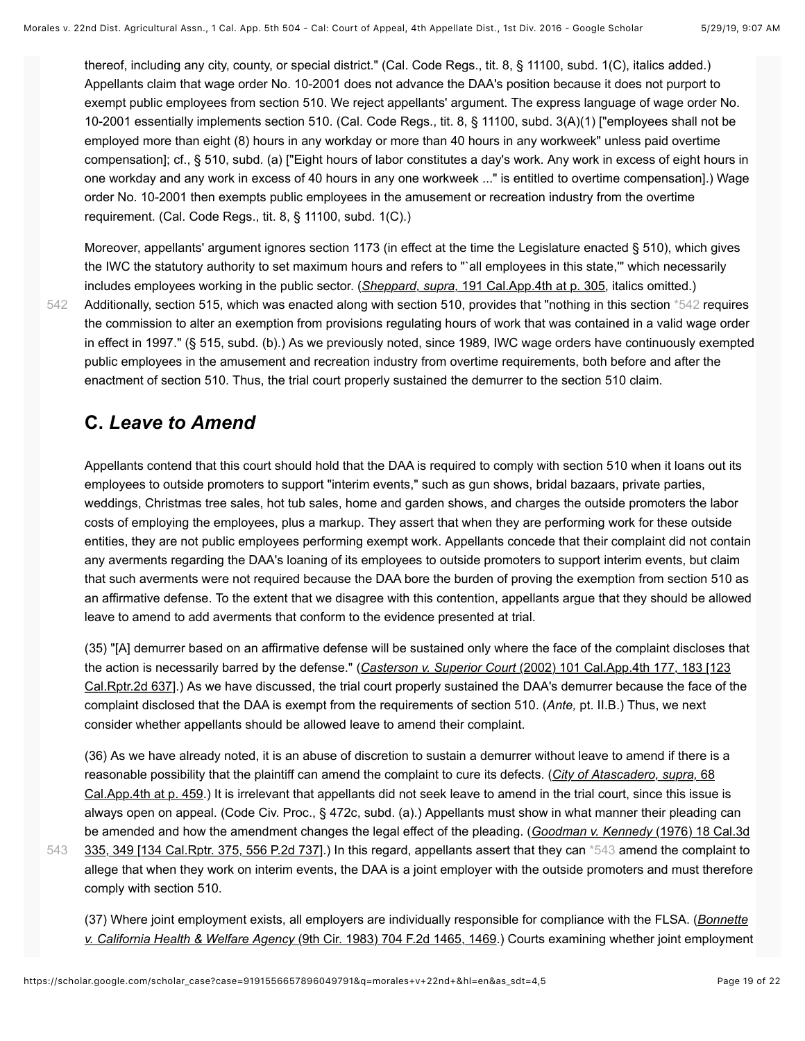thereof, including any city, county, or special district." (Cal. Code Regs., tit. 8, § 11100, subd. 1(C), italics added.) Appellants claim that wage order No. 10-2001 does not advance the DAA's position because it does not purport to exempt public employees from section 510. We reject appellants' argument. The express language of wage order No. 10-2001 essentially implements section 510. (Cal. Code Regs., tit. 8, § 11100, subd. 3(A)(1) ["employees shall not be employed more than eight (8) hours in any workday or more than 40 hours in any workweek" unless paid overtime compensation]; cf., § 510, subd. (a) ["Eight hours of labor constitutes a day's work. Any work in excess of eight hours in one workday and any work in excess of 40 hours in any one workweek ..." is entitled to overtime compensation].) Wage order No. 10-2001 then exempts public employees in the amusement or recreation industry from the overtime requirement. (Cal. Code Regs., tit. 8, § 11100, subd. 1(C).)

Moreover, appellants' argument ignores section 1173 (in effect at the time the Legislature enacted § 510), which gives the IWC the statutory authority to set maximum hours and refers to "`all employees in this state,'" which necessarily includes employees working in the public sector. (*Sheppard, supra,* 191 Cal.App.4th at p. 305, italics omitted.) Additionally, section 515, which was enacted along with section 510, provides that "nothing in this section *542 requires the commission to alter an exemption from provisions regulating hours of work that was contained in a valid wage order in effect in 1997." (§ 515, subd. (b).) As we previously noted, since 1989, IWC wage orders have continuously exempted public employees in the amusement and recreation industry from overtime requirements, both before and after the enactment of section 510. Thus, the trial court properly sustained the demurrer to the section 510 claim.

## C. *Leave to Amend*

Appellants contend that this court should hold that the DAA is required to comply with section 510 when it loans out its employees to outside promoters to support "interim events," such as gun shows, bridal bazaars, private parties, weddings, Christmas tree sales, hot tub sales, home and garden shows, and charges the outside promoters the labor costs of employing the employees, plus a markup. They assert that when they are performing work for these outside entities, they are not public employees performing exempt work. Appellants concede that their complaint did not contain any averments regarding the DAA's loaning of its employees to outside promoters to support interim events, but claim that such averments were not required because the DAA bore the burden of proving the exemption from section 510 as an affirmative defense. To the extent that we disagree with this contention, appellants argue that they should be allowed leave to amend to add averments that conform to the evidence presented at trial.

(35) "[A] demurrer based on an affirmative defense will be sustained only where the face of the complaint discloses that the action is necessarily barred by the defense." (*Casterson v. Superior Court* (2002) 101 Cal.App.4th 177, 183 [123 Cal.Rptr.2d 637].) As we have discussed, the trial court properly sustained the DAA's demurrer because the face of the complaint disclosed that the DAA is exempt from the requirements of section 510. (*Ante,* pt. II.B.) Thus, we next consider whether appellants should be allowed leave to amend their complaint.

(36) As we have already noted, it is an abuse of discretion to sustain a demurrer without leave to amend if there is a reasonable possibility that the plaintiff can amend the complaint to cure its defects. (*City of Atascadero, supra,* 68 Cal.App.4th at p. 459.) It is irrelevant that appellants did not seek leave to amend in the trial court, since this issue is always open on appeal. (Code Civ. Proc., § 472c, subd. (a).) Appellants must show in what manner their pleading can be amended and how the amendment changes the legal effect of the pleading. (*Goodman v. Kennedy* (1976) 18 Cal.3d 335, 349 [134 Cal.Rptr. 375, 556 P.2d 737].) In this regard, appellants assert that they can *543 amend the complaint to allege that when they work on interim events, the DAA is a joint employer with the outside promoters and must therefore comply with section 510.

(37) Where joint employment exists, all employers are individually responsible for compliance with the FLSA. (*Bonnette v. California Health & Welfare Agency* (9th Cir. 1983) 704 F.2d 1465, 1469.) Courts examining whether joint employment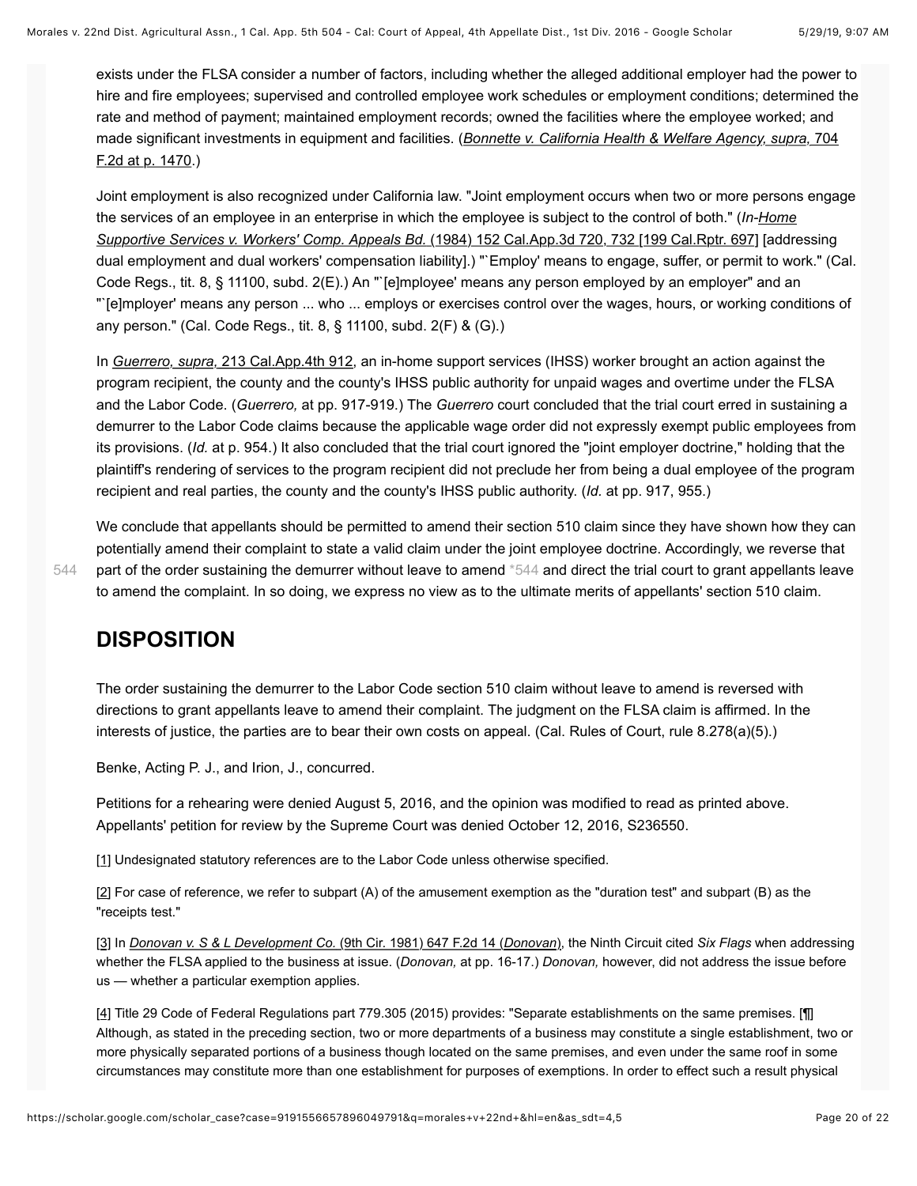exists under the FLSA consider a number of factors, including whether the alleged additional employer had the power to hire and fire employees; supervised and controlled employee work schedules or employment conditions; determined the rate and method of payment; maintained employment records; owned the facilities where the employee worked; and made significant investments in equipment and facilities. (*Bonnette v. California Health & Welfare Agency, supra,* 704 F.2d at p. 1470.)

Joint employment is also recognized under California law. "Joint employment occurs when two or more persons engage the services of an employee in an enterprise in which the employee is subject to the control of both." (*In-Home Supportive Services v. Workers' Comp. Appeals Bd.* (1984) 152 Cal.App.3d 720, 732 [199 Cal.Rptr. 697] [addressing dual employment and dual workers' compensation liability].) "`Employ' means to engage, suffer, or permit to work." (Cal. Code Regs., tit. 8, § 11100, subd. 2(E).) An "`[e]mployee' means any person employed by an employer" and an "`[e]mployer' means any person ... who ... employs or exercises control over the wages, hours, or working conditions of any person." (Cal. Code Regs., tit. 8, § 11100, subd. 2(F) & (G).)

In *Guerrero, supra,* 213 Cal.App.4th 912, an in-home support services (IHSS) worker brought an action against the program recipient, the county and the county's IHSS public authority for unpaid wages and overtime under the FLSA and the Labor Code. (*Guerrero,* at pp. 917-919.) The *Guerrero* court concluded that the trial court erred in sustaining a demurrer to the Labor Code claims because the applicable wage order did not expressly exempt public employees from its provisions. (*Id.* at p. 954.) It also concluded that the trial court ignored the "joint employer doctrine," holding that the plaintiff's rendering of services to the program recipient did not preclude her from being a dual employee of the program recipient and real parties, the county and the county's IHSS public authority. (*Id.* at pp. 917, 955.)

We conclude that appellants should be permitted to amend their section 510 claim since they have shown how they can potentially amend their complaint to state a valid claim under the joint employee doctrine. Accordingly, we reverse that part of the order sustaining the demurrer without leave to amend *544 and direct the trial court to grant appellants leave to amend the complaint. In so doing, we express no view as to the ultimate merits of appellants' section 510 claim.

## DISPOSITION

The order sustaining the demurrer to the Labor Code section 510 claim without leave to amend is reversed with directions to grant appellants leave to amend their complaint. The judgment on the FLSA claim is affirmed. In the interests of justice, the parties are to bear their own costs on appeal. (Cal. Rules of Court, rule 8.278(a)(5).)

Benke, Acting P. J., and Irion, J., concurred.

Petitions for a rehearing were denied August 5, 2016, and the opinion was modified to read as printed above. Appellants' petition for review by the Supreme Court was denied October 12, 2016, S236550.

[1] Undesignated statutory references are to the Labor Code unless otherwise specified.

[2] For case of reference, we refer to subpart (A) of the amusement exemption as the "duration test" and subpart (B) as the "receipts test."

[3] In *Donovan v. S & L Development Co.* (9th Cir. 1981) 647 F.2d 14 (*Donovan*), the Ninth Circuit cited *Six Flags* when addressing whether the FLSA applied to the business at issue. (*Donovan,* at pp. 16-17.) *Donovan,* however, did not address the issue before us — whether a particular exemption applies.

[4] Title 29 Code of Federal Regulations part 779.305 (2015) provides: "Separate establishments on the same premises. [¶] Although, as stated in the preceding section, two or more departments of a business may constitute a single establishment, two or more physically separated portions of a business though located on the same premises, and even under the same roof in some circumstances may constitute more than one establishment for purposes of exemptions. In order to effect such a result physical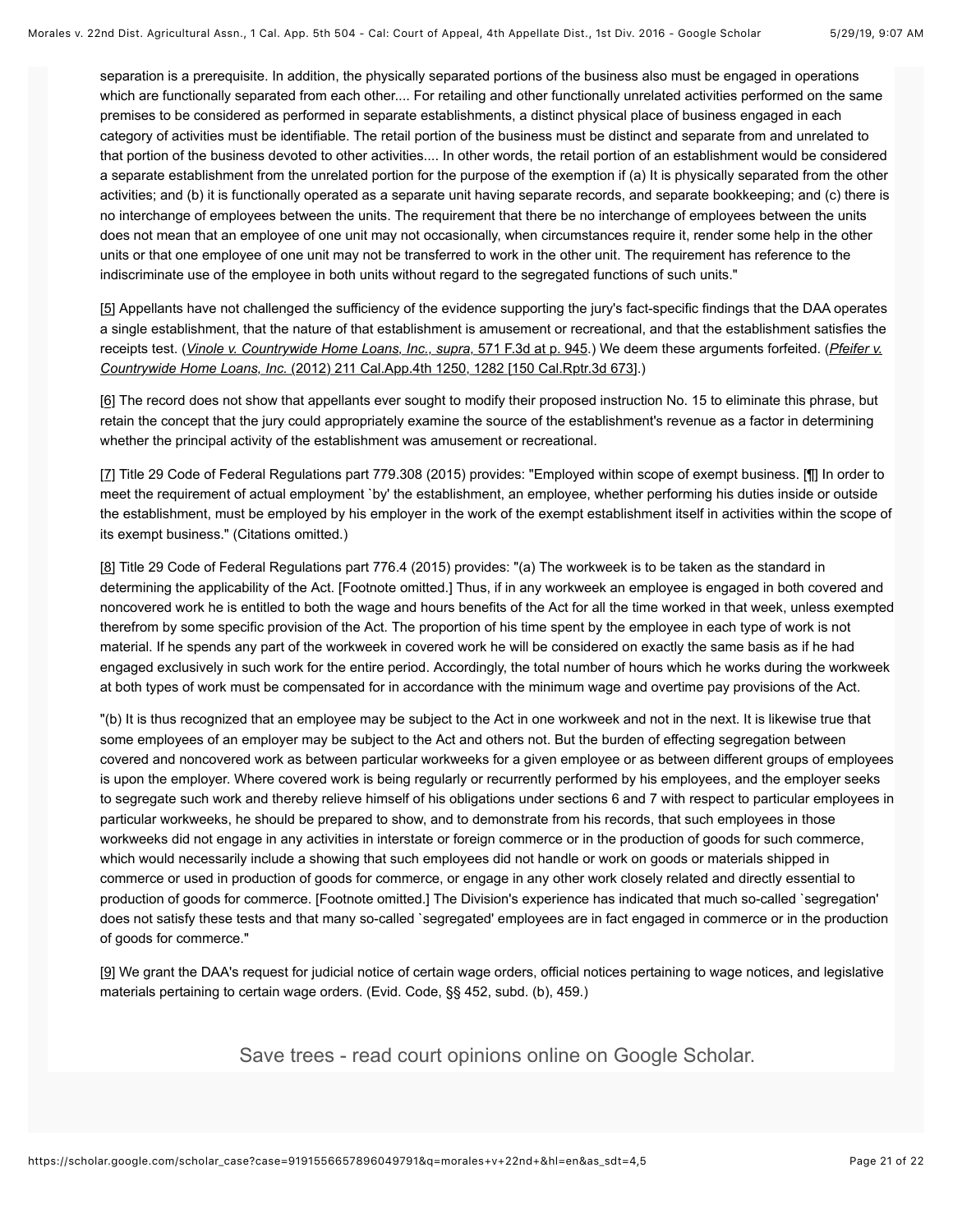separation is a prerequisite. In addition, the physically separated portions of the business also must be engaged in operations which are functionally separated from each other.... For retailing and other functionally unrelated activities performed on the same premises to be considered as performed in separate establishments, a distinct physical place of business engaged in each category of activities must be identifiable. The retail portion of the business must be distinct and separate from and unrelated to that portion of the business devoted to other activities.... In other words, the retail portion of an establishment would be considered a separate establishment from the unrelated portion for the purpose of the exemption if (a) It is physically separated from the other activities; and (b) it is functionally operated as a separate unit having separate records, and separate bookkeeping; and (c) there is no interchange of employees between the units. The requirement that there be no interchange of employees between the units does not mean that an employee of one unit may not occasionally, when circumstances require it, render some help in the other units or that one employee of one unit may not be transferred to work in the other unit. The requirement has reference to the indiscriminate use of the employee in both units without regard to the segregated functions of such units."

[5] Appellants have not challenged the sufficiency of the evidence supporting the jury's fact-specific findings that the DAA operates a single establishment, that the nature of that establishment is amusement or recreational, and that the establishment satisfies the receipts test. (*Vinole v. Countrywide Home Loans, Inc., supra,* 571 F.3d at p. 945.) We deem these arguments forfeited. (*Pfeifer v. Countrywide Home Loans, Inc.* (2012) 211 Cal.App.4th 1250, 1282 [150 Cal.Rptr.3d 673].)

[6] The record does not show that appellants ever sought to modify their proposed instruction No. 15 to eliminate this phrase, but retain the concept that the jury could appropriately examine the source of the establishment's revenue as a factor in determining whether the principal activity of the establishment was amusement or recreational.

[7] Title 29 Code of Federal Regulations part 779.308 (2015) provides: "Employed within scope of exempt business. [¶] In order to meet the requirement of actual employment `by' the establishment, an employee, whether performing his duties inside or outside the establishment, must be employed by his employer in the work of the exempt establishment itself in activities within the scope of its exempt business." (Citations omitted.)

[8] Title 29 Code of Federal Regulations part 776.4 (2015) provides: "(a) The workweek is to be taken as the standard in determining the applicability of the Act. [Footnote omitted.] Thus, if in any workweek an employee is engaged in both covered and noncovered work he is entitled to both the wage and hours benefits of the Act for all the time worked in that week, unless exempted therefrom by some specific provision of the Act. The proportion of his time spent by the employee in each type of work is not material. If he spends any part of the workweek in covered work he will be considered on exactly the same basis as if he had engaged exclusively in such work for the entire period. Accordingly, the total number of hours which he works during the workweek at both types of work must be compensated for in accordance with the minimum wage and overtime pay provisions of the Act.

"(b) It is thus recognized that an employee may be subject to the Act in one workweek and not in the next. It is likewise true that some employees of an employer may be subject to the Act and others not. But the burden of effecting segregation between covered and noncovered work as between particular workweeks for a given employee or as between different groups of employees is upon the employer. Where covered work is being regularly or recurrently performed by his employees, and the employer seeks to segregate such work and thereby relieve himself of his obligations under sections 6 and 7 with respect to particular employees in particular workweeks, he should be prepared to show, and to demonstrate from his records, that such employees in those workweeks did not engage in any activities in interstate or foreign commerce or in the production of goods for such commerce, which would necessarily include a showing that such employees did not handle or work on goods or materials shipped in commerce or used in production of goods for commerce, or engage in any other work closely related and directly essential to production of goods for commerce. [Footnote omitted.] The Division's experience has indicated that much so-called `segregation' does not satisfy these tests and that many so-called `segregated' employees are in fact engaged in commerce or in the production of goods for commerce."

[9] We grant the DAA's request for judicial notice of certain wage orders, official notices pertaining to wage notices, and legislative materials pertaining to certain wage orders. (Evid. Code, §§ 452, subd. (b), 459.)